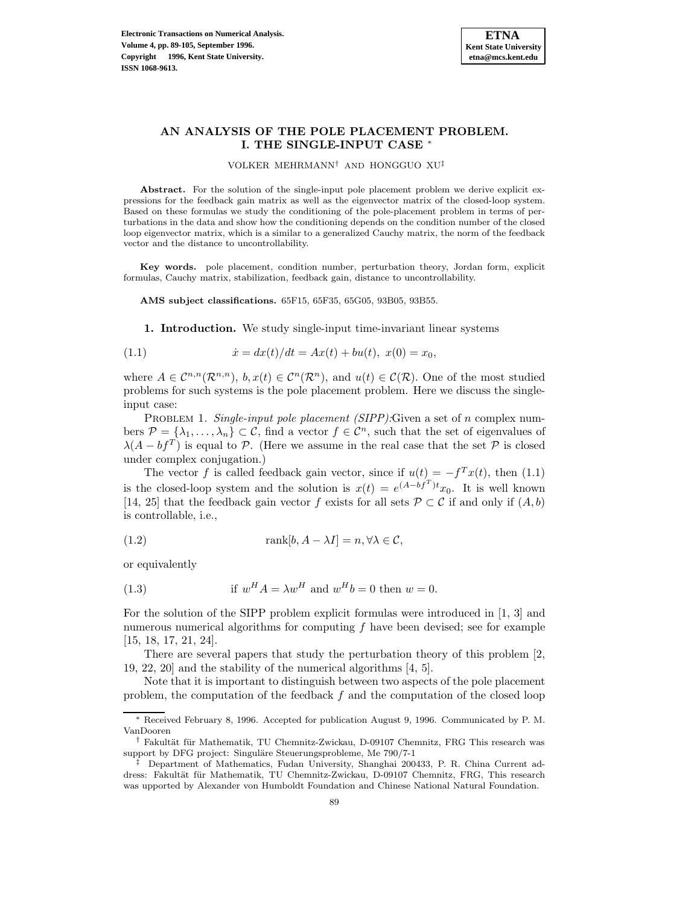# AN ANALYSIS OF THE POLE PLACEMENT PROBLEM. I. THE SINGLE-INPUT CASE *

VOLKER MEHRMANN† AND HONGGUO XU‡

**Abstract.** For the solution of the single-input pole placement problem we derive explicit expressions for the feedback gain matrix as well as the eigenvector matrix of the closed-loop system. Based on these formulas we study the conditioning of the pole-placement problem in terms of perturbations in the data and show how the conditioning depends on the condition number of the closed loop eigenvector matrix, which is a similar to a generalized Cauchy matrix, the norm of the feedback vector and the distance to uncontrollability.

**Key words.** pole placement, condition number, perturbation theory, Jordan form, explicit formulas, Cauchy matrix, stabilization, feedback gain, distance to uncontrollability.

**AMS subject classifications.** 65F15, 65F35, 65G05, 93B05, 93B55.

## 1. Introduction.

We study single-input time-invariant linear systems

$$\dot{x} = dx(t)/dt = Ax(t) + bu(t),\ x(0) = x_0, \tag{1.1}$$

where $A \in \mathcal{C}^{n,n}(\mathcal{R}^{n,n})$, $b, x(t) \in \mathcal{C}^n(\mathcal{R}^n)$, and $u(t) \in \mathcal{C}(\mathcal{R})$. One of the most studied problems for such systems is the pole placement problem. Here we discuss the single-input case:

PROBLEM 1. *Single-input pole placement (SIPP):* Given a set of $n$ complex numbers $\mathcal{P} = \{\lambda_1, \ldots, \lambda_n\} \subset \mathcal{C}$, find a vector $f \in \mathcal{C}^n$, such that the set of eigenvalues of $\lambda(A - bf^T)$ is equal to $\mathcal{P}$. (Here we assume in the real case that the set $\mathcal{P}$ is closed under complex conjugation.)

The vector $f$ is called feedback gain vector, since if $u(t) = -f^T x(t)$, then (1.1) is the closed-loop system and the solution is $x(t) = e^{(A-bf^T)t}x_0$. It is well known [14, 25] that the feedback gain vector $f$ exists for all sets $\mathcal{P} \subset \mathcal{C}$ if and only if $(A, b)$ is controllable, i.e.,

$$\text{rank}[b, A - \lambda I] = n, \forall \lambda \in \mathcal{C}, \tag{1.2}$$

or equivalently

$$\text{if } w^H A = \lambda w^H \text{ and } w^H b = 0 \text{ then } w = 0. \tag{1.3}$$

For the solution of the SIPP problem explicit formulas were introduced in [1, 3] and numerous numerical algorithms for computing $f$ have been devised; see for example [15, 18, 17, 21, 24].

There are several papers that study the perturbation theory of this problem [2, 19, 22, 20] and the stability of the numerical algorithms [4, 5].

Note that it is important to distinguish between two aspects of the pole placement problem, the computation of the feedback $f$ and the computation of the closed loop

---

* Received February 8, 1996. Accepted for publication August 9, 1996. Communicated by P. M. VanDooren

† Fakultät für Mathematik, TU Chemnitz-Zwickau, D-09107 Chemnitz, FRG This research was support by DFG project: Singuläre Steuerungsprobleme, Me 790/7-1

‡ Department of Mathematics, Fudan University, Shanghai 200433, P. R. China Current address: Fakultät für Mathematik, TU Chemnitz-Zwickau, D-09107 Chemnitz, FRG, This research was upported by Alexander von Humboldt Foundation and Chinese National Natural Foundation.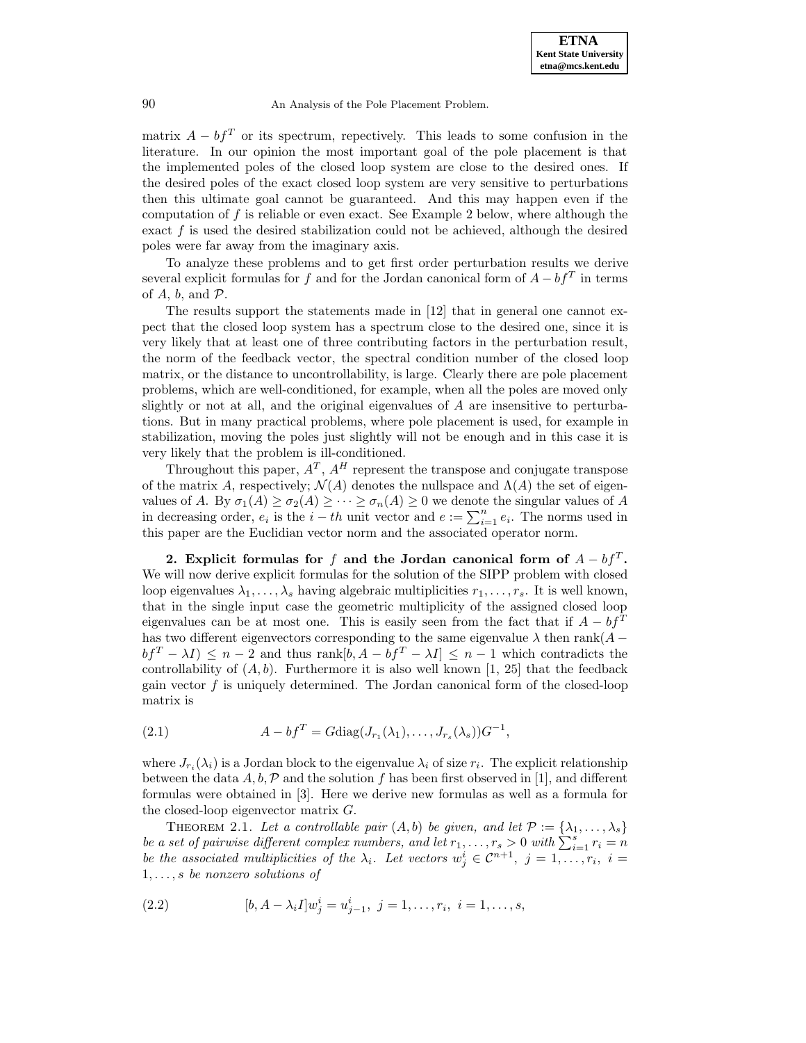matrix $A - bf^T$ or its spectrum, respectively. This leads to some confusion in the literature. In our opinion the most important goal of the pole placement is that the implemented poles of the closed loop system are close to the desired ones. If the desired poles of the exact closed loop system are very sensitive to perturbations then this ultimate goal cannot be guaranteed. And this may happen even if the computation of $f$ is reliable or even exact. See Example 2 below, where although the exact $f$ is used the desired stabilization could not be achieved, although the desired poles were far away from the imaginary axis.

To analyze these problems and to get first order perturbation results we derive several explicit formulas for $f$ and for the Jordan canonical form of $A - bf^T$ in terms of $A$, $b$, and $\mathcal{P}$.

The results support the statements made in [12] that in general one cannot expect that the closed loop system has a spectrum close to the desired one, since it is very likely that at least one of three contributing factors in the perturbation result, the norm of the feedback vector, the spectral condition number of the closed loop matrix, or the distance to uncontrollability, is large. Clearly there are pole placement problems, which are well-conditioned, for example, when all the poles are moved only slightly or not at all, and the original eigenvalues of $A$ are insensitive to perturbations. But in many practical problems, where pole placement is used, for example in stabilization, moving the poles just slightly will not be enough and in this case it is very likely that the problem is ill-conditioned.

Throughout this paper, $A^T$, $A^H$ represent the transpose and conjugate transpose of the matrix $A$, respectively; $\mathcal{N}(A)$ denotes the nullspace and $\Lambda(A)$ the set of eigenvalues of $A$. By $\sigma_1(A) \geq \sigma_2(A) \geq \cdots \geq \sigma_n(A) \geq 0$ we denote the singular values of $A$ in decreasing order, $e_i$ is the $i-th$ unit vector and $e := \sum_{i=1}^{n} e_i$. The norms used in this paper are the Euclidian vector norm and the associated operator norm.

## 2. Explicit formulas for $f$ and the Jordan canonical form of $A - bf^T$.

We will now derive explicit formulas for the solution of the SIPP problem with closed loop eigenvalues $\lambda_1, \ldots, \lambda_s$ having algebraic multiplicities $r_1, \ldots, r_s$. It is well known, that in the single input case the geometric multiplicity of the assigned closed loop eigenvalues can be at most one. This is easily seen from the fact that if $A - bf^T$ has two different eigenvectors corresponding to the same eigenvalue $\lambda$ then $\text{rank}(A - bf^T - \lambda I) \leq n - 2$ and thus $\text{rank}[b, A - bf^T - \lambda I] \leq n - 1$ which contradicts the controllability of $(A, b)$. Furthermore it is also well known [1, 25] that the feedback gain vector $f$ is uniquely determined. The Jordan canonical form of the closed-loop matrix is

$$A - bf^T = G\text{diag}(J_{r_1}(\lambda_1), \ldots, J_{r_s}(\lambda_s))G^{-1}, \tag{2.1}$$

where $J_{r_i}(\lambda_i)$ is a Jordan block to the eigenvalue $\lambda_i$ of size $r_i$. The explicit relationship between the data $A, b, \mathcal{P}$ and the solution $f$ has been first observed in [1], and different formulas were obtained in [3]. Here we derive new formulas as well as a formula for the closed-loop eigenvector matrix $G$.

THEOREM 2.1. *Let a controllable pair $(A, b)$ be given, and let $\mathcal{P} := \{\lambda_1, \ldots, \lambda_s\}$ be a set of pairwise different complex numbers, and let $r_1, \ldots, r_s > 0$ with $\sum_{i=1}^{s} r_i = n$ be the associated multiplicities of the $\lambda_i$. Let vectors $w_j^i \in \mathcal{C}^{n+1}$, $j = 1, \ldots, r_i$, $i = 1, \ldots, s$ be nonzero solutions of*

$$[b, A - \lambda_i I]w_j^i = u_{j-1}^i, \; j = 1, \ldots, r_i, \; i = 1, \ldots, s, \tag{2.2}$$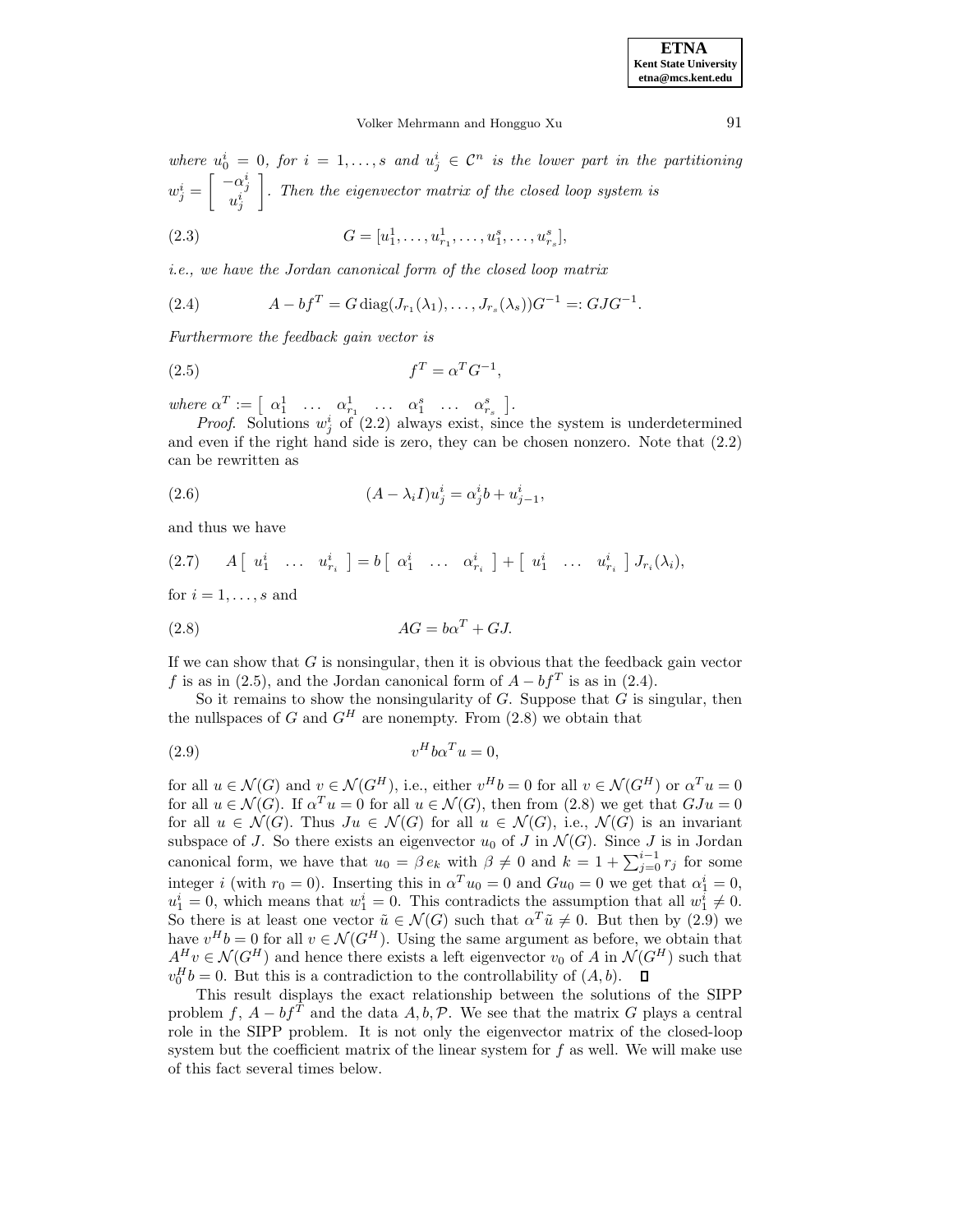*where $u_0^i = 0$, for $i = 1, \ldots, s$ and $u_j^i \in \mathcal{C}^n$ is the lower part in the partitioning $w_j^i = \begin{bmatrix} -\alpha_j^i \\ u_j^i \end{bmatrix}$. Then the eigenvector matrix of the closed loop system is*

$$G = [u_1^1, \ldots, u_{r_1}^1, \ldots, u_1^s, \ldots, u_{r_s}^s], \tag{2.3}$$

*i.e., we have the Jordan canonical form of the closed loop matrix*

$$A - bf^T = G \operatorname{diag}(J_{r_1}(\lambda_1), \ldots, J_{r_s}(\lambda_s))G^{-1} =: GJG^{-1}. \tag{2.4}$$

*Furthermore the feedback gain vector is*

$$f^T = \alpha^T G^{-1}, \tag{2.5}$$

*where $\alpha^T := \begin{bmatrix} \alpha_1^1 & \ldots & \alpha_{r_1}^1 & \ldots & \alpha_1^s & \ldots & \alpha_{r_s}^s \end{bmatrix}$.*

*Proof.* Solutions $w_j^i$ of (2.2) always exist, since the system is underdetermined and even if the right hand side is zero, they can be chosen nonzero. Note that (2.2) can be rewritten as

$$(A - \lambda_i I)u_j^i = \alpha_j^i b + u_{j-1}^i, \tag{2.6}$$

and thus we have

$$A \begin{bmatrix} u_1^i & \ldots & u_{r_i}^i \end{bmatrix} = b \begin{bmatrix} \alpha_1^i & \ldots & \alpha_{r_i}^i \end{bmatrix} + \begin{bmatrix} u_1^i & \ldots & u_{r_i}^i \end{bmatrix} J_{r_i}(\lambda_i), \tag{2.7}$$

for $i = 1, \ldots, s$ and

$$AG = b\alpha^T + GJ. \tag{2.8}$$

If we can show that $G$ is nonsingular, then it is obvious that the feedback gain vector $f$ is as in (2.5), and the Jordan canonical form of $A - bf^T$ is as in (2.4).

So it remains to show the nonsingularity of $G$. Suppose that $G$ is singular, then the nullspaces of $G$ and $G^H$ are nonempty. From (2.8) we obtain that

$$v^H b\alpha^T u = 0, \tag{2.9}$$

for all $u \in \mathcal{N}(G)$ and $v \in \mathcal{N}(G^H)$, i.e., either $v^H b = 0$ for all $v \in \mathcal{N}(G^H)$ or $\alpha^T u = 0$ for all $u \in \mathcal{N}(G)$. If $\alpha^T u = 0$ for all $u \in \mathcal{N}(G)$, then from (2.8) we get that $GJu = 0$ for all $u \in \mathcal{N}(G)$. Thus $Ju \in \mathcal{N}(G)$ for all $u \in \mathcal{N}(G)$, i.e., $\mathcal{N}(G)$ is an invariant subspace of $J$. So there exists an eigenvector $u_0$ of $J$ in $\mathcal{N}(G)$. Since $J$ is in Jordan canonical form, we have that $u_0 = \beta e_k$ with $\beta \neq 0$ and $k = 1 + \sum_{j=0}^{i-1} r_j$ for some integer $i$ (with $r_0 = 0$). Inserting this in $\alpha^T u_0 = 0$ and $Gu_0 = 0$ we get that $\alpha_1^i = 0$, $u_1^i = 0$, which means that $w_1^i = 0$. This contradicts the assumption that all $w_1^i \neq 0$. So there is at least one vector $\tilde{u} \in \mathcal{N}(G)$ such that $\alpha^T \tilde{u} \neq 0$. But then by (2.9) we have $v^H b = 0$ for all $v \in \mathcal{N}(G^H)$. Using the same argument as before, we obtain that $A^H v \in \mathcal{N}(G^H)$ and hence there exists a left eigenvector $v_0$ of $A$ in $\mathcal{N}(G^H)$ such that $v_0^H b = 0$. But this is a contradiction to the controllability of $(A, b)$. ◻

This result displays the exact relationship between the solutions of the SIPP problem $f$, $A - bf^T$ and the data $A, b, \mathcal{P}$. We see that the matrix $G$ plays a central role in the SIPP problem. It is not only the eigenvector matrix of the closed-loop system but the coefficient matrix of the linear system for $f$ as well. We will make use of this fact several times below.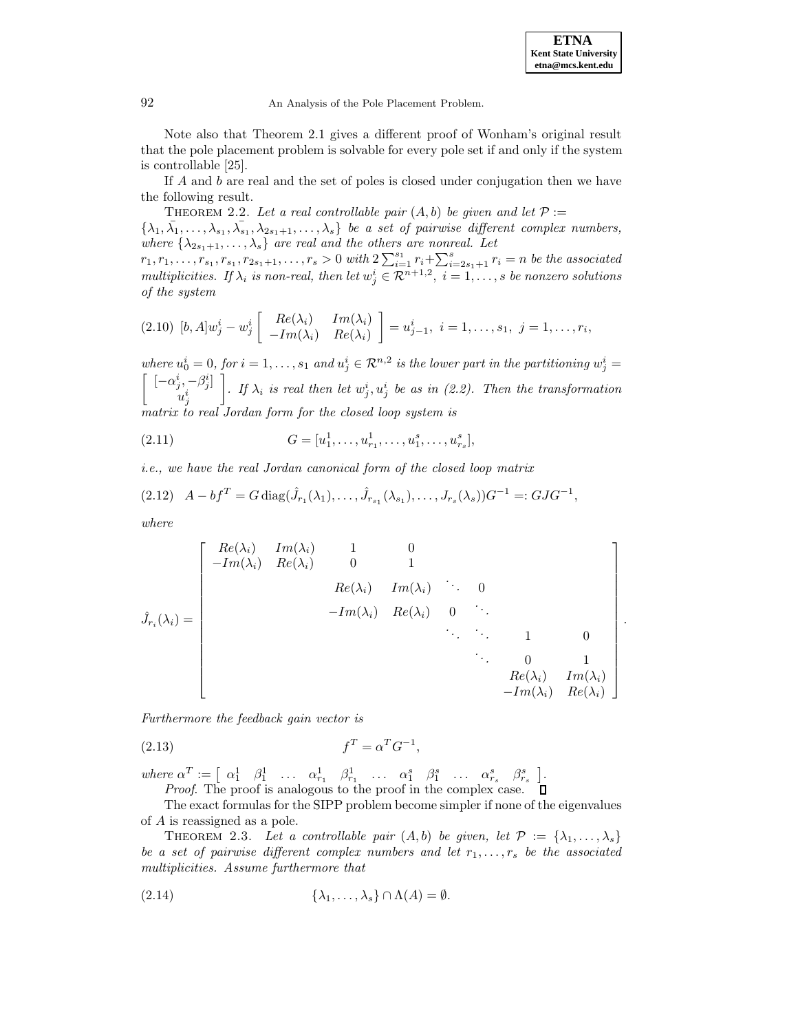Note also that Theorem 2.1 gives a different proof of Wonham's original result that the pole placement problem is solvable for every pole set if and only if the system is controllable [25].

If $A$ and $b$ are real and the set of poles is closed under conjugation then we have the following result.

THEOREM 2.2. *Let a real controllable pair $(A, b)$ be given and let $\mathcal{P} := \{\lambda_1, \bar{\lambda}_1, \ldots, \lambda_{s_1}, \bar{\lambda}_{s_1}, \lambda_{2s_1+1}, \ldots, \lambda_s\}$ be a set of pairwise different complex numbers, where $\{\lambda_{2s_1+1}, \ldots, \lambda_s\}$ are real and the others are nonreal. Let $r_1, r_1, \ldots, r_{s_1}, r_{s_1}, r_{2s_1+1}, \ldots, r_s > 0$ with $2\sum_{i=1}^{s_1} r_i + \sum_{i=2s_1+1}^{s} r_i = n$ be the associated multiplicities. If $\lambda_i$ is non-real, then let $w_j^i \in \mathcal{R}^{n+1,2}$, $i = 1, \ldots, s$ be nonzero solutions of the system*

$$
(2.10)\quad [b, A]w_j^i - w_j^i \begin{bmatrix} Re(\lambda_i) & Im(\lambda_i) \\ -Im(\lambda_i) & Re(\lambda_i) \end{bmatrix} = u_{j-1}^i,\ i = 1, \ldots, s_1,\ j = 1, \ldots, r_i,
$$

*where $u_0^i = 0$, for $i = 1, \ldots, s_1$ and $u_j^i \in \mathcal{R}^{n,2}$ is the lower part in the partitioning $w_j^i = \begin{bmatrix} [-\alpha_j^i, -\beta_j^i] \\ u_j^i \end{bmatrix}$. If $\lambda_i$ is real then let $w_j^i, u_j^i$ be as in (2.2). Then the transformation matrix to real Jordan form for the closed loop system is*

$$
(2.11)\qquad G = [u_1^1, \ldots, u_{r_1}^1, \ldots, u_1^s, \ldots, u_{r_s}^s],
$$

*i.e., we have the real Jordan canonical form of the closed loop matrix*

$$
(2.12)\quad A - bf^T = G\,\mathrm{diag}(\hat{J}_{r_1}(\lambda_1), \ldots, \hat{J}_{r_{s_1}}(\lambda_{s_1}), \ldots, J_{r_s}(\lambda_s))G^{-1} =: GJG^{-1},
$$

*where*

$$
\hat{J}_{r_i}(\lambda_i) = \begin{bmatrix}
Re(\lambda_i) & Im(\lambda_i) & 1 & 0 & & & & \\
-Im(\lambda_i) & Re(\lambda_i) & 0 & 1 & & & & \\
& & Re(\lambda_i) & Im(\lambda_i) & \ddots & 0 & & \\
& & -Im(\lambda_i) & Re(\lambda_i) & 0 & \ddots & & \\
& & & & \ddots & \ddots & 1 & 0 \\
& & & & & \ddots & 0 & 1 \\
& & & & & & Re(\lambda_i) & Im(\lambda_i) \\
& & & & & & -Im(\lambda_i) & Re(\lambda_i)
\end{bmatrix}.
$$

*Furthermore the feedback gain vector is*

$$
(2.13)\qquad f^T = \alpha^T G^{-1},
$$

*where $\alpha^T := \begin{bmatrix} \alpha_1^1 & \beta_1^1 & \ldots & \alpha_{r_1}^1 & \beta_{r_1}^1 & \ldots & \alpha_1^s & \beta_1^s & \ldots & \alpha_{r_s}^s & \beta_{r_s}^s \end{bmatrix}$.*

*Proof.* The proof is analogous to the proof in the complex case. ◻

The exact formulas for the SIPP problem become simpler if none of the eigenvalues of $A$ is reassigned as a pole.

THEOREM 2.3. *Let a controllable pair $(A, b)$ be given, let $\mathcal{P} := \{\lambda_1, \ldots, \lambda_s\}$ be a set of pairwise different complex numbers and let $r_1, \ldots, r_s$ be the associated multiplicities. Assume furthermore that*

$$
(2.14)\qquad \{\lambda_1, \ldots, \lambda_s\} \cap \Lambda(A) = \emptyset.
$$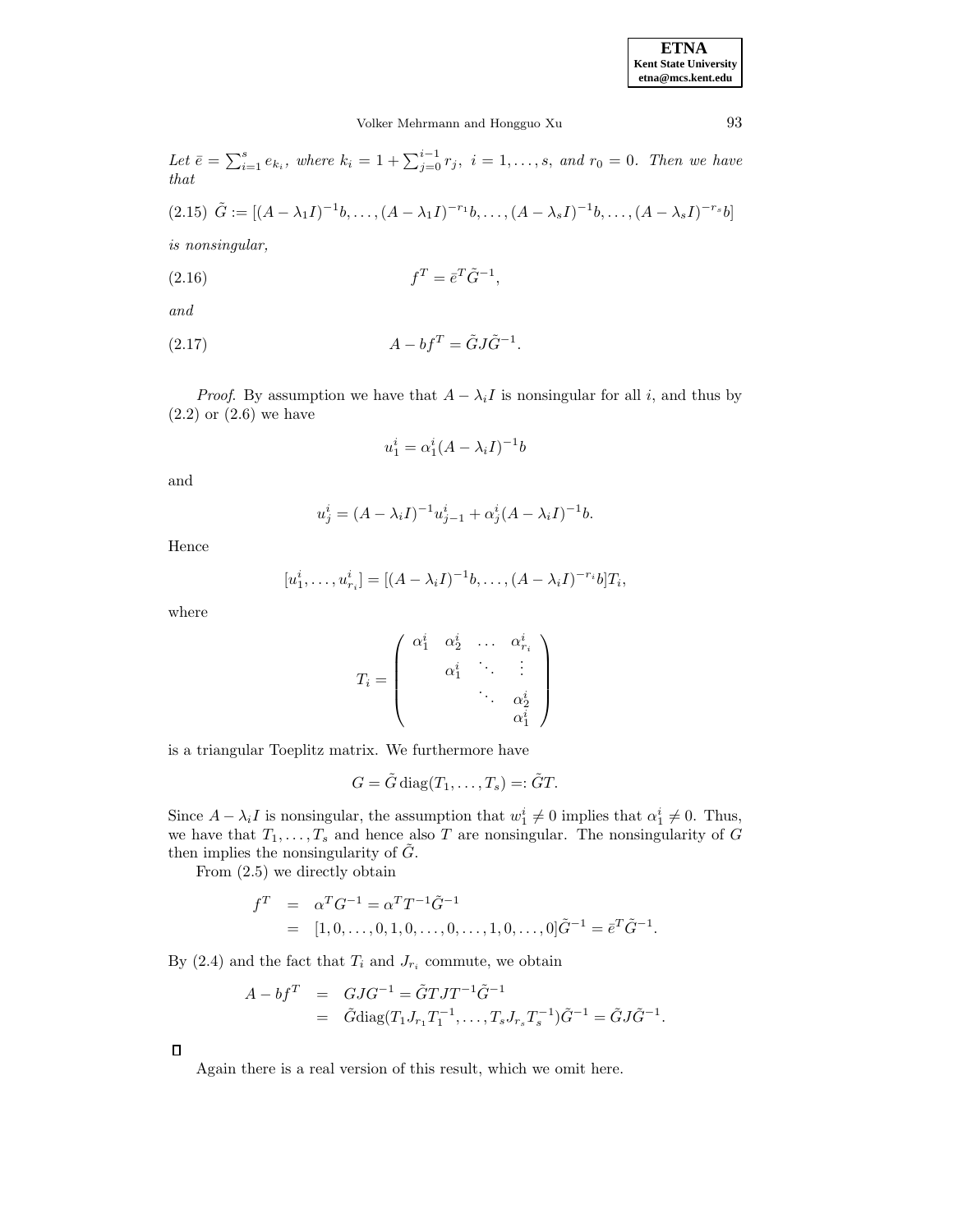*Let* $\bar{e} = \sum_{i=1}^{s} e_{k_i}$*, where* $k_i = 1 + \sum_{j=0}^{i-1} r_j$*,* $i = 1, \ldots, s$*, and* $r_0 = 0$*. Then we have that*

$$\tilde{G} := [(A - \lambda_1 I)^{-1} b, \ldots, (A - \lambda_1 I)^{-r_1} b, \ldots, (A - \lambda_s I)^{-1} b, \ldots, (A - \lambda_s I)^{-r_s} b] \tag{2.15}$$

*is nonsingular,*

$$f^T = \bar{e}^T \tilde{G}^{-1}, \tag{2.16}$$

*and*

$$A - bf^T = \tilde{G} J \tilde{G}^{-1}. \tag{2.17}$$

*Proof*. By assumption we have that $A - \lambda_i I$ is nonsingular for all $i$, and thus by (2.2) or (2.6) we have

$$u_1^i = \alpha_1^i (A - \lambda_i I)^{-1} b$$

and

$$u_j^i = (A - \lambda_i I)^{-1} u_{j-1}^i + \alpha_j^i (A - \lambda_i I)^{-1} b.$$

Hence

$$[u_1^i, \ldots, u_{r_i}^i] = [(A - \lambda_i I)^{-1} b, \ldots, (A - \lambda_i I)^{-r_i} b] T_i,$$

where

$$T_i = \begin{pmatrix} \alpha_1^i & \alpha_2^i & \ldots & \alpha_{r_i}^i \\ & \alpha_1^i & \ddots & \vdots \\ & & \ddots & \alpha_2^i \\ & & & \alpha_1^i \end{pmatrix}$$

is a triangular Toeplitz matrix. We furthermore have

$$G = \tilde{G} \operatorname{diag}(T_1, \ldots, T_s) =: \tilde{G} T.$$

Since $A - \lambda_i I$ is nonsingular, the assumption that $w_1^i \neq 0$ implies that $\alpha_1^i \neq 0$. Thus, we have that $T_1, \ldots, T_s$ and hence also $T$ are nonsingular. The nonsingularity of $G$ then implies the nonsingularity of $\tilde{G}$.

From (2.5) we directly obtain

$$\begin{aligned} f^T &= \alpha^T G^{-1} = \alpha^T T^{-1} \tilde{G}^{-1} \\ &= [1, 0, \ldots, 0, 1, 0, \ldots, 0, \ldots, 1, 0, \ldots, 0] \tilde{G}^{-1} = \bar{e}^T \tilde{G}^{-1}. \end{aligned}$$

By (2.4) and the fact that $T_i$ and $J_{r_i}$ commute, we obtain

$$\begin{aligned} A - bf^T &= GJG^{-1} = \tilde{G} T J T^{-1} \tilde{G}^{-1} \\ &= \tilde{G} \operatorname{diag}(T_1 J_{r_1} T_1^{-1}, \ldots, T_s J_{r_s} T_s^{-1}) \tilde{G}^{-1} = \tilde{G} J \tilde{G}^{-1}. \end{aligned}$$

□

Again there is a real version of this result, which we omit here.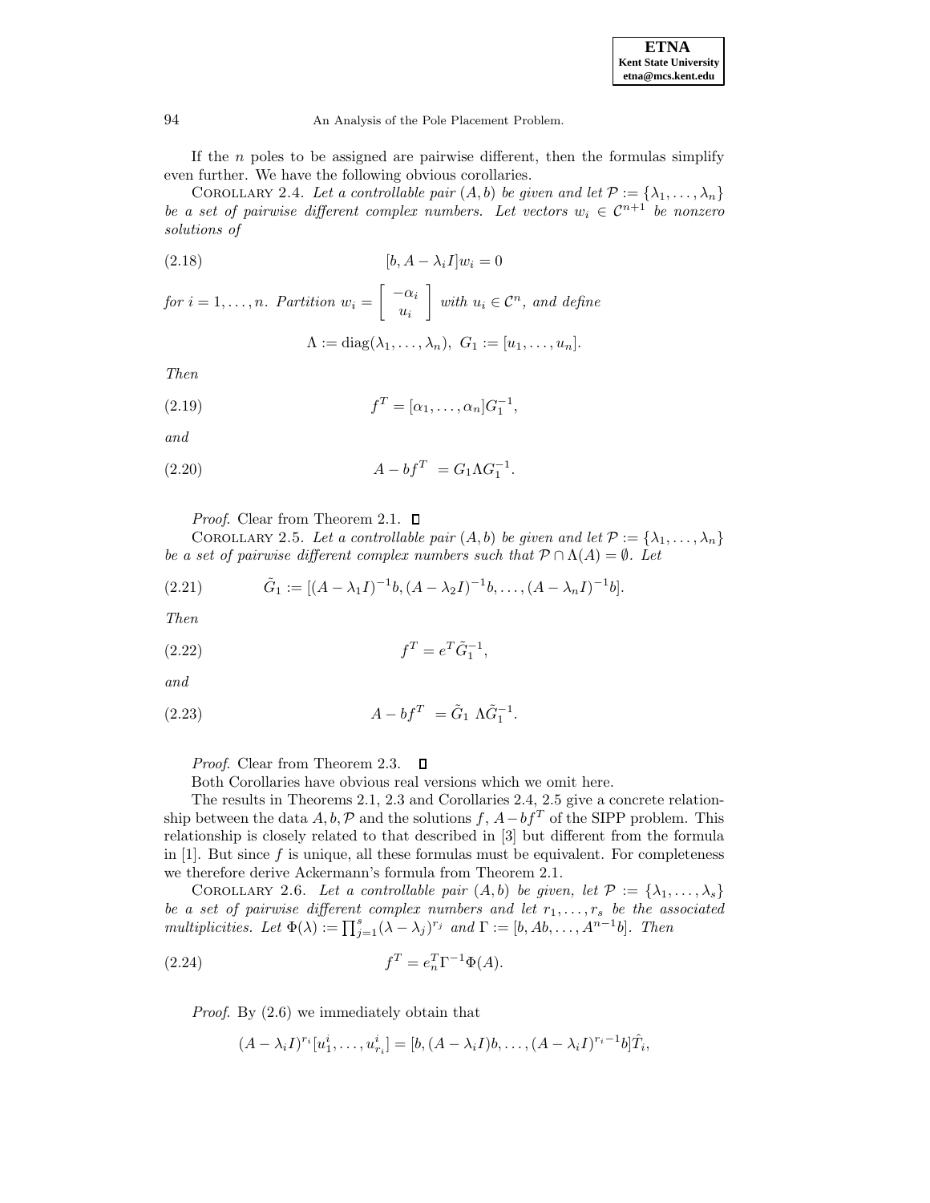If the $n$ poles to be assigned are pairwise different, then the formulas simplify even further. We have the following obvious corollaries.

COROLLARY 2.4. *Let a controllable pair $(A, b)$ be given and let $\mathcal{P} := \{\lambda_1, \ldots, \lambda_n\}$ be a set of pairwise different complex numbers. Let vectors $w_i \in \mathcal{C}^{n+1}$ be nonzero solutions of*

$$[b, A - \lambda_i I] w_i = 0 \tag{2.18}$$

*for $i = 1, \ldots, n$. Partition $w_i = \begin{bmatrix} -\alpha_i \\ u_i \end{bmatrix}$ with $u_i \in \mathcal{C}^n$, and define*

$$\Lambda := \mathrm{diag}(\lambda_1, \ldots, \lambda_n), \; G_1 := [u_1, \ldots, u_n].$$

*Then*

$$f^T = [\alpha_1, \ldots, \alpha_n] G_1^{-1}, \tag{2.19}$$

*and*

$$A - bf^T = G_1 \Lambda G_1^{-1}. \tag{2.20}$$

*Proof.* Clear from Theorem 2.1. □

COROLLARY 2.5. *Let a controllable pair $(A, b)$ be given and let $\mathcal{P} := \{\lambda_1, \ldots, \lambda_n\}$ be a set of pairwise different complex numbers such that $\mathcal{P} \cap \Lambda(A) = \emptyset$. Let*

$$\tilde{G}_1 := [(A - \lambda_1 I)^{-1} b, (A - \lambda_2 I)^{-1} b, \ldots, (A - \lambda_n I)^{-1} b]. \tag{2.21}$$

*Then*

$$f^T = e^T \tilde{G}_1^{-1}, \tag{2.22}$$

*and*

$$A - bf^T = \tilde{G}_1 \; \Lambda \tilde{G}_1^{-1}. \tag{2.23}$$

*Proof.* Clear from Theorem 2.3. □

Both Corollaries have obvious real versions which we omit here.

The results in Theorems 2.1, 2.3 and Corollaries 2.4, 2.5 give a concrete relationship between the data $A, b, \mathcal{P}$ and the solutions $f$, $A - bf^T$ of the SIPP problem. This relationship is closely related to that described in [3] but different from the formula in [1]. But since $f$ is unique, all these formulas must be equivalent. For completeness we therefore derive Ackermann's formula from Theorem 2.1.

COROLLARY 2.6. *Let a controllable pair $(A, b)$ be given, let $\mathcal{P} := \{\lambda_1, \ldots, \lambda_s\}$ be a set of pairwise different complex numbers and let $r_1, \ldots, r_s$ be the associated multiplicities. Let $\Phi(\lambda) := \prod_{j=1}^{s} (\lambda - \lambda_j)^{r_j}$ and $\Gamma := [b, Ab, \ldots, A^{n-1} b]$. Then*

$$f^T = e_n^T \Gamma^{-1} \Phi(A). \tag{2.24}$$

*Proof.* By (2.6) we immediately obtain that

$$(A - \lambda_i I)^{r_i} [u_1^i, \ldots, u_{r_i}^i] = [b, (A - \lambda_i I) b, \ldots, (A - \lambda_i I)^{r_i - 1} b] \hat{T}_i,$$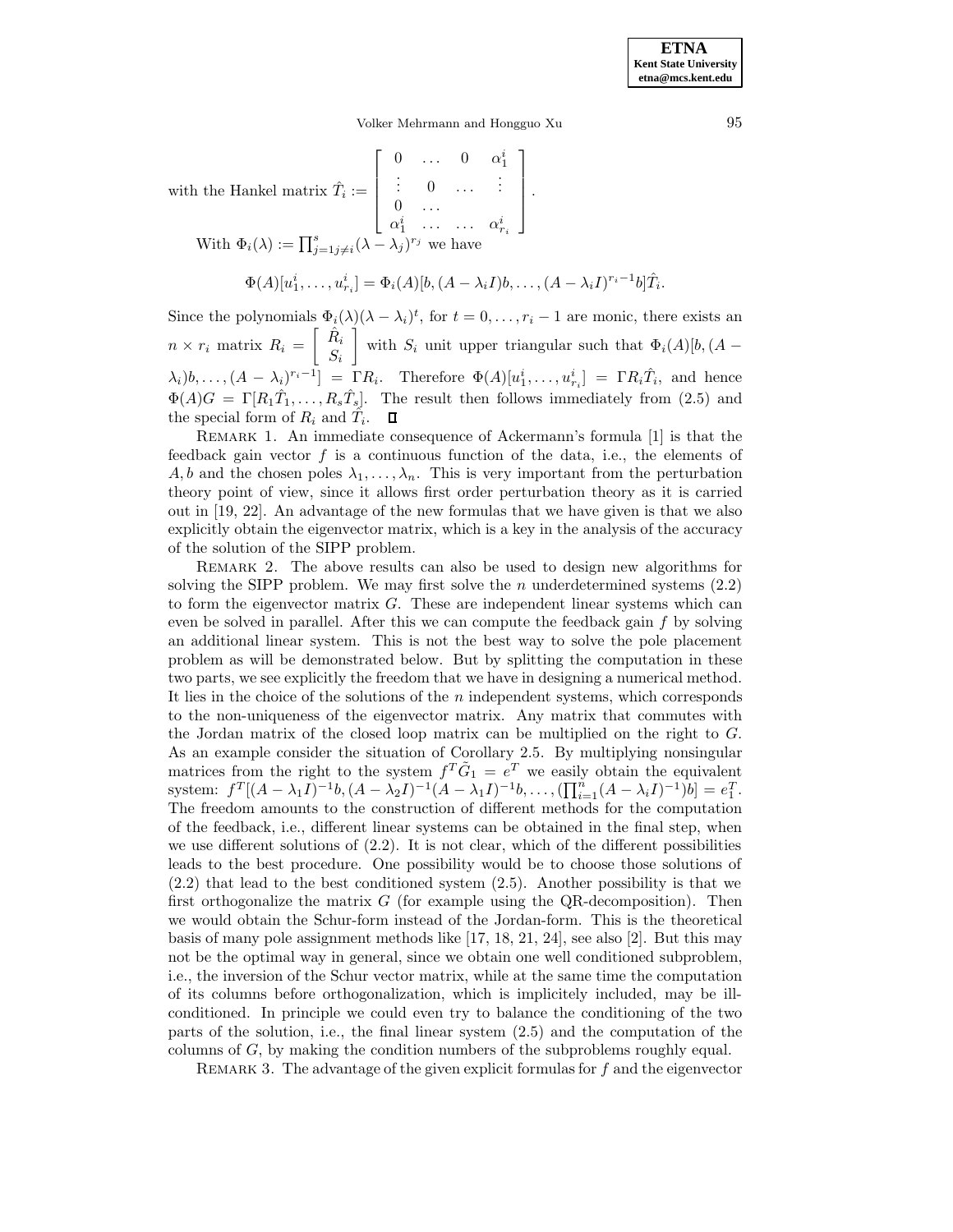with the Hankel matrix $\hat{T}_i := \begin{bmatrix} 0 & \dots & 0 & \alpha_1^i \\ \vdots & 0 & \dots & \vdots \\ 0 & \dots & & \\ \alpha_1^i & \dots & \dots & \alpha_{r_i}^i \end{bmatrix}$.

With $\Phi_i(\lambda) := \prod_{j=1 j\neq i}^{s}(\lambda - \lambda_j)^{r_j}$ we have

$$\Phi(A)[u_1^i, \dots, u_{r_i}^i] = \Phi_i(A)[b, (A-\lambda_i I)b, \dots, (A-\lambda_i I)^{r_i-1}b]\hat{T}_i.$$

Since the polynomials $\Phi_i(\lambda)(\lambda-\lambda_i)^t$, for $t = 0, \dots, r_i - 1$ are monic, there exists an $n \times r_i$ matrix $R_i = \begin{bmatrix} \hat{R}_i \\ S_i \end{bmatrix}$ with $S_i$ unit upper triangular such that $\Phi_i(A)[b, (A - \lambda_i)b, \dots, (A-\lambda_i)^{r_i-1}] = \Gamma R_i$. Therefore $\Phi(A)[u_1^i, \dots, u_{r_i}^i] = \Gamma R_i \hat{T}_i$, and hence $\Phi(A)G = \Gamma[R_1\hat{T}_1, \dots, R_s\hat{T}_s]$. The result then follows immediately from (2.5) and the special form of $R_i$ and $\hat{T}_i$. □

REMARK 1. An immediate consequence of Ackermann's formula [1] is that the feedback gain vector $f$ is a continuous function of the data, i.e., the elements of $A, b$ and the chosen poles $\lambda_1, \dots, \lambda_n$. This is very important from the perturbation theory point of view, since it allows first order perturbation theory as it is carried out in [19, 22]. An advantage of the new formulas that we have given is that we also explicitly obtain the eigenvector matrix, which is a key in the analysis of the accuracy of the solution of the SIPP problem.

REMARK 2. The above results can also be used to design new algorithms for solving the SIPP problem. We may first solve the $n$ underdetermined systems (2.2) to form the eigenvector matrix $G$. These are independent linear systems which can even be solved in parallel. After this we can compute the feedback gain $f$ by solving an additional linear system. This is not the best way to solve the pole placement problem as will be demonstrated below. But by splitting the computation in these two parts, we see explicitly the freedom that we have in designing a numerical method. It lies in the choice of the solutions of the $n$ independent systems, which corresponds to the non-uniqueness of the eigenvector matrix. Any matrix that commutes with the Jordan matrix of the closed loop matrix can be multiplied on the right to $G$. As an example consider the situation of Corollary 2.5. By multiplying nonsingular matrices from the right to the system $f^T\tilde{G}_1 = e^T$ we easily obtain the equivalent system: $f^T[(A-\lambda_1 I)^{-1}b, (A-\lambda_2 I)^{-1}(A-\lambda_1 I)^{-1}b, \dots, (\prod_{i=1}^n (A-\lambda_i I)^{-1})b] = e_1^T$. The freedom amounts to the construction of different methods for the computation of the feedback, i.e., different linear systems can be obtained in the final step, when we use different solutions of (2.2). It is not clear, which of the different possibilities leads to the best procedure. One possibility would be to choose those solutions of (2.2) that lead to the best conditioned system (2.5). Another possibility is that we first orthogonalize the matrix $G$ (for example using the QR-decomposition). Then we would obtain the Schur-form instead of the Jordan-form. This is the theoretical basis of many pole assignment methods like [17, 18, 21, 24], see also [2]. But this may not be the optimal way in general, since we obtain one well conditioned subproblem, i.e., the inversion of the Schur vector matrix, while at the same time the computation of its columns before orthogonalization, which is implicitely included, may be ill-conditioned. In principle we could even try to balance the conditioning of the two parts of the solution, i.e., the final linear system (2.5) and the computation of the columns of $G$, by making the condition numbers of the subproblems roughly equal.

REMARK 3. The advantage of the given explicit formulas for $f$ and the eigenvector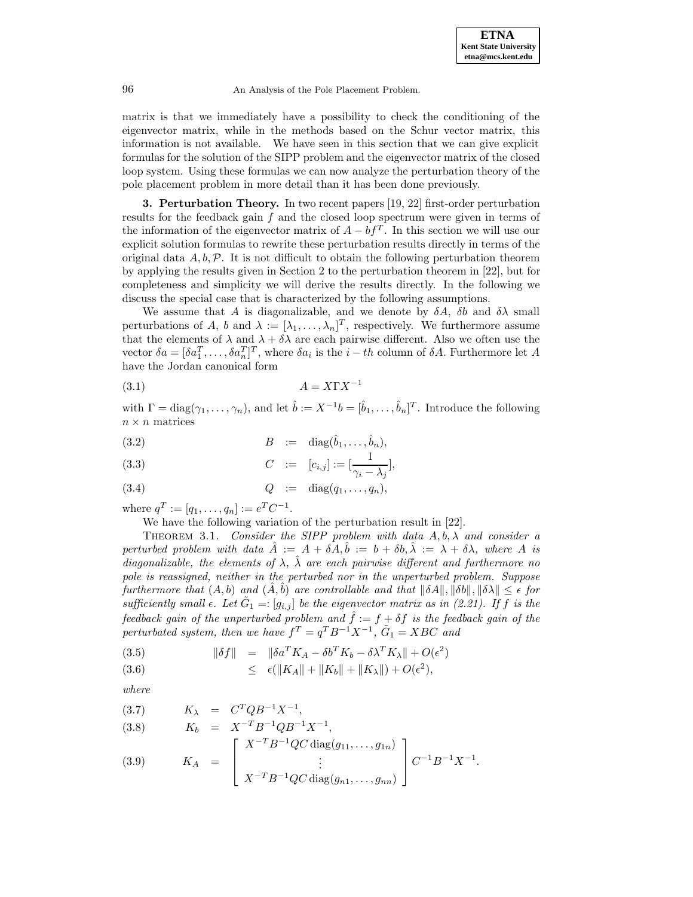matrix is that we immediately have a possibility to check the conditioning of the eigenvector matrix, while in the methods based on the Schur vector matrix, this information is not available. We have seen in this section that we can give explicit formulas for the solution of the SIPP problem and the eigenvector matrix of the closed loop system. Using these formulas we can now analyze the perturbation theory of the pole placement problem in more detail than it has been done previously.

**3. Perturbation Theory.** In two recent papers [19, 22] first-order perturbation results for the feedback gain $f$ and the closed loop spectrum were given in terms of the information of the eigenvector matrix of $A - bf^T$. In this section we will use our explicit solution formulas to rewrite these perturbation results directly in terms of the original data $A, b, \mathcal{P}$. It is not difficult to obtain the following perturbation theorem by applying the results given in Section 2 to the perturbation theorem in [22], but for completeness and simplicity we will derive the results directly. In the following we discuss the special case that is characterized by the following assumptions.

We assume that $A$ is diagonalizable, and we denote by $\delta A$, $\delta b$ and $\delta\lambda$ small perturbations of $A$, $b$ and $\lambda := [\lambda_1, \ldots, \lambda_n]^T$, respectively. We furthermore assume that the elements of $\lambda$ and $\lambda + \delta\lambda$ are each pairwise different. Also we often use the vector $\delta a = [\delta a_1^T, \ldots, \delta a_n^T]^T$, where $\delta a_i$ is the $i-th$ column of $\delta A$. Furthermore let $A$ have the Jordan canonical form

$$A = X\Gamma X^{-1} \tag{3.1}$$

with $\Gamma = \mathrm{diag}(\gamma_1, \ldots, \gamma_n)$, and let $\hat{b} := X^{-1}b = [\hat{b}_1, \ldots, \hat{b}_n]^T$. Introduce the following $n \times n$ matrices

$$B := \mathrm{diag}(\hat{b}_1, \ldots, \hat{b}_n), \tag{3.2}$$

$$C := [c_{i,j}] := [\frac{1}{\gamma_i - \lambda_j}], \tag{3.3}$$

$$Q := \mathrm{diag}(q_1, \ldots, q_n), \tag{3.4}$$

where $q^T := [q_1, \ldots, q_n] := e^T C^{-1}$.

We have the following variation of the perturbation result in [22].

Theorem 3.1. *Consider the SIPP problem with data $A, b, \lambda$ and consider a perturbed problem with data $\hat{A} := A + \delta A, \hat{b} := b + \delta b, \hat{\lambda} := \lambda + \delta\lambda$, where $A$ is diagonalizable, the elements of $\lambda$, $\hat{\lambda}$ are each pairwise different and furthermore no pole is reassigned, neither in the perturbed nor in the unperturbed problem. Suppose furthermore that $(A, b)$ and $(\hat{A}, \hat{b})$ are controllable and that $\|\delta A\|, \|\delta b\|, \|\delta\lambda\| \le \epsilon$ for sufficiently small $\epsilon$. Let $\tilde{G}_1 =: [g_{i,j}]$ be the eigenvector matrix as in (2.21). If $f$ is the feedback gain of the unperturbed problem and $\hat{f} := f + \delta f$ is the feedback gain of the perturbated system, then we have $f^T = q^T B^{-1} X^{-1}$, $\tilde{G}_1 = XBC$ and*

$$\|\delta f\| = \|\delta a^T K_A - \delta b^T K_b - \delta\lambda^T K_\lambda\| + O(\epsilon^2) \tag{3.5}$$

$$\le \epsilon(\|K_A\| + \|K_b\| + \|K_\lambda\|) + O(\epsilon^2), \tag{3.6}$$

*where*

$$K_\lambda = C^T Q B^{-1} X^{-1}, \tag{3.7}$$

$$K_b = X^{-T} B^{-1} Q B^{-1} X^{-1}, \tag{3.8}$$

$$K_A = \begin{bmatrix} X^{-T} B^{-1} QC \,\mathrm{diag}(g_{11}, \ldots, g_{1n}) \\ \vdots \\ X^{-T} B^{-1} QC \,\mathrm{diag}(g_{n1}, \ldots, g_{nn}) \end{bmatrix} C^{-1} B^{-1} X^{-1}. \tag{3.9}$$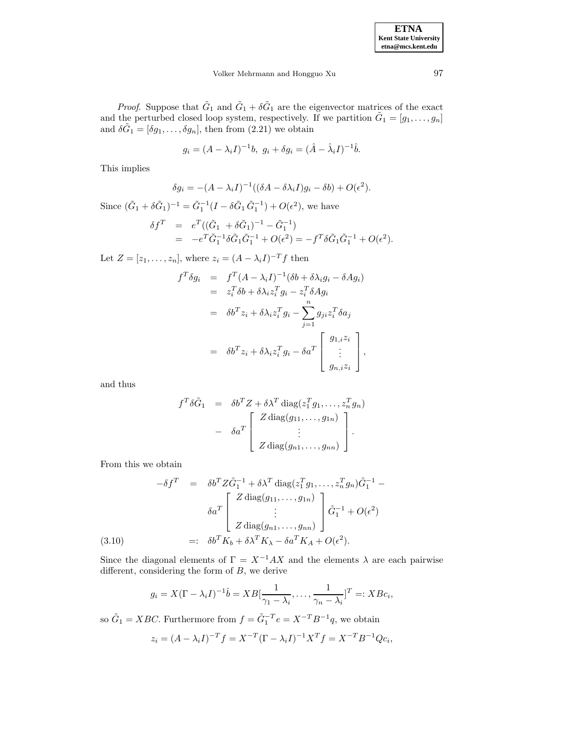*Proof*. Suppose that $\tilde{G}_1$ and $\tilde{G}_1 + \delta\tilde{G}_1$ are the eigenvector matrices of the exact and the perturbed closed loop system, respectively. If we partition $\tilde{G}_1 = [g_1, \ldots, g_n]$ and $\delta\tilde{G}_1 = [\delta g_1, \ldots, \delta g_n]$, then from (2.21) we obtain

$$g_i = (A - \lambda_i I)^{-1} b, \; g_i + \delta g_i = (\hat{A} - \hat{\lambda}_i I)^{-1} \hat{b}.$$

This implies

$$\delta g_i = -(A - \lambda_i I)^{-1}((\delta A - \delta\lambda_i I) g_i - \delta b) + O(\epsilon^2).$$

Since $(\tilde{G}_1 + \delta\tilde{G}_1)^{-1} = \tilde{G}_1^{-1}(I - \delta\tilde{G}_1\, \tilde{G}_1^{-1}) + O(\epsilon^2)$, we have

$$\begin{aligned}
\delta f^T &= e^T((\tilde{G}_1 \; + \delta\tilde{G}_1)^{-1} - \tilde{G}_1^{-1}) \\
&= -e^T\tilde{G}_1^{-1}\delta\tilde{G}_1\tilde{G}_1^{-1} + O(\epsilon^2) = -f^T\delta\tilde{G}_1\tilde{G}_1^{-1} + O(\epsilon^2).
\end{aligned}$$

Let $Z = [z_1, \ldots, z_n]$, where $z_i = (A - \lambda_i I)^{-T} f$ then

$$\begin{aligned}
f^T \delta g_i &= f^T (A - \lambda_i I)^{-1} (\delta b + \delta\lambda_i g_i - \delta A g_i) \\
&= z_i^T \delta b + \delta\lambda_i z_i^T g_i - z_i^T \delta A g_i \\
&= \delta b^T z_i + \delta\lambda_i z_i^T g_i - \sum_{j=1}^{n} g_{ji} z_i^T \delta a_j \\
&= \delta b^T z_i + \delta\lambda_i z_i^T g_i - \delta a^T \begin{bmatrix} g_{1,i} z_i \\ \vdots \\ g_{n,i} z_i \end{bmatrix},
\end{aligned}$$

and thus

$$\begin{aligned}
f^T \delta\tilde{G}_1 &= \delta b^T Z + \delta\lambda^T \operatorname{diag}(z_1^T g_1, \ldots, z_n^T g_n) \\
&- \delta a^T \begin{bmatrix} Z \operatorname{diag}(g_{11}, \ldots, g_{1n}) \\ \vdots \\ Z \operatorname{diag}(g_{n1}, \ldots, g_{nn}) \end{bmatrix}.
\end{aligned}$$

From this we obtain

$$\begin{aligned}
-\delta f^T &= \delta b^T Z \tilde{G}_1^{-1} + \delta\lambda^T \operatorname{diag}(z_1^T g_1, \ldots, z_n^T g_n) \tilde{G}_1^{-1} - \\
&\qquad \delta a^T \begin{bmatrix} Z \operatorname{diag}(g_{11}, \ldots, g_{1n}) \\ \vdots \\ Z \operatorname{diag}(g_{n1}, \ldots, g_{nn}) \end{bmatrix} \tilde{G}_1^{-1} + O(\epsilon^2) \\
&=: \delta b^T K_b + \delta\lambda^T K_\lambda - \delta a^T K_A + O(\epsilon^2). \qquad (3.10)
\end{aligned}$$

Since the diagonal elements of $\Gamma = X^{-1} A X$ and the elements $\lambda$ are each pairwise different, considering the form of $B$, we derive

$$g_i = X(\Gamma - \lambda_i I)^{-1} \hat{b} = XB[\frac{1}{\gamma_1 - \lambda_i}, \ldots, \frac{1}{\gamma_n - \lambda_i}]^T =: XBc_i,$$

so $\tilde{G}_1 = XBC$. Furthermore from $f = \tilde{G}_1^{-T} e = X^{-T} B^{-1} q$, we obtain

$$z_i = (A - \lambda_i I)^{-T} f = X^{-T} (\Gamma - \lambda_i I)^{-1} X^T f = X^{-T} B^{-1} Q c_i,$$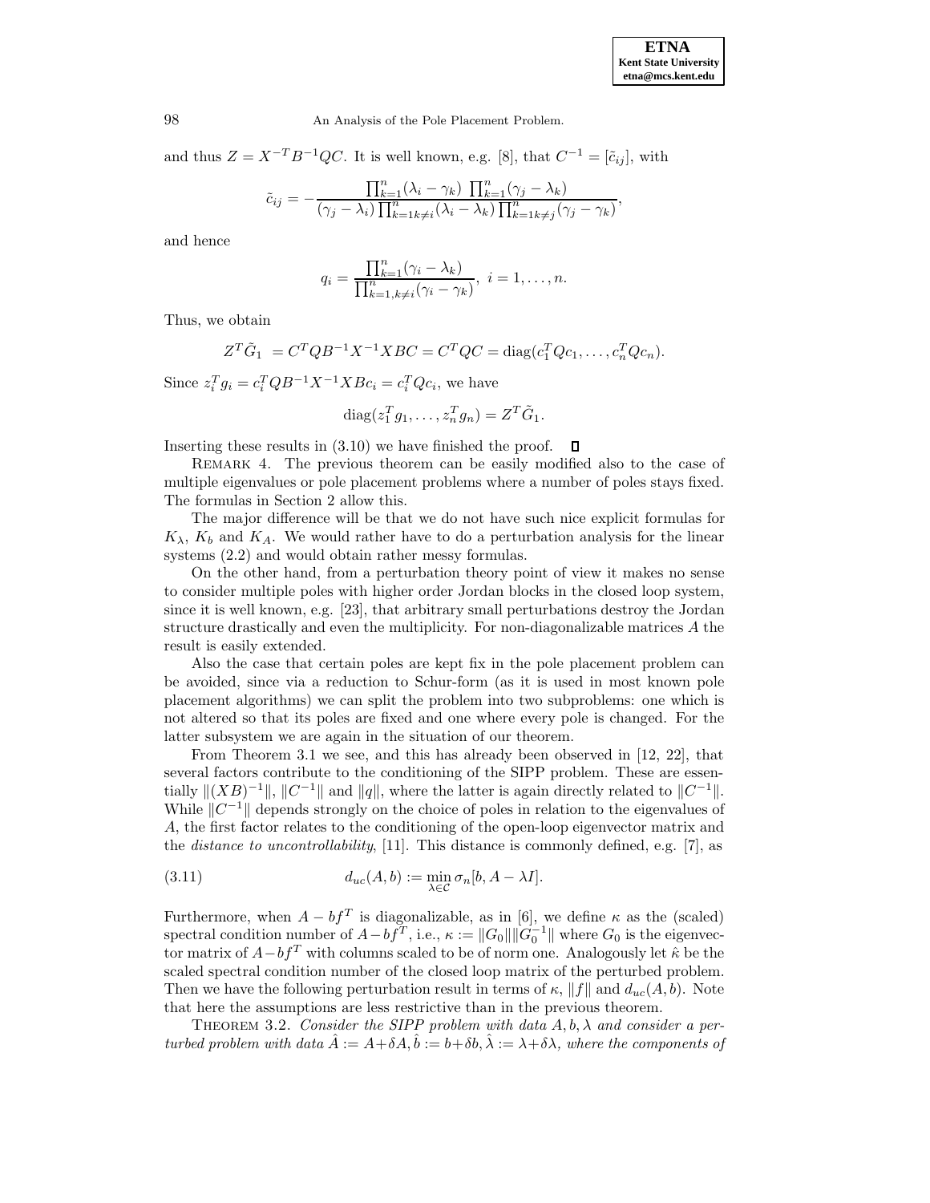and thus $Z = X^{-T}B^{-1}QC$. It is well known, e.g. [8], that $C^{-1} = [\tilde{c}_{ij}]$, with

$$\tilde{c}_{ij} = -\frac{\prod_{k=1}^{n}(\lambda_i - \gamma_k)\ \prod_{k=1}^{n}(\gamma_j - \lambda_k)}{(\gamma_j - \lambda_i)\prod_{k=1 k\neq i}^{n}(\lambda_i - \lambda_k)\prod_{k=1 k\neq j}^{n}(\gamma_j - \gamma_k)},$$

and hence

$$q_i = \frac{\prod_{k=1}^{n}(\gamma_i - \lambda_k)}{\prod_{k=1, k\neq i}^{n}(\gamma_i - \gamma_k)},\ i = 1, \ldots, n.$$

Thus, we obtain

$$Z^T\tilde{G}_1 \ = C^TQB^{-1}X^{-1}XBC = C^TQC = \mathrm{diag}(c_1^TQc_1, \ldots, c_n^TQc_n).$$

Since $z_i^Tg_i = c_i^TQB^{-1}X^{-1}XBc_i = c_i^TQc_i$, we have

$$\mathrm{diag}(z_1^Tg_1, \ldots, z_n^Tg_n) = Z^T\tilde{G}_1.$$

Inserting these results in (3.10) we have finished the proof. □

REMARK 4. The previous theorem can be easily modified also to the case of multiple eigenvalues or pole placement problems where a number of poles stays fixed. The formulas in Section 2 allow this.

The major difference will be that we do not have such nice explicit formulas for $K_\lambda$, $K_b$ and $K_A$. We would rather have to do a perturbation analysis for the linear systems (2.2) and would obtain rather messy formulas.

On the other hand, from a perturbation theory point of view it makes no sense to consider multiple poles with higher order Jordan blocks in the closed loop system, since it is well known, e.g. [23], that arbitrary small perturbations destroy the Jordan structure drastically and even the multiplicity. For non-diagonalizable matrices $A$ the result is easily extended.

Also the case that certain poles are kept fix in the pole placement problem can be avoided, since via a reduction to Schur-form (as it is used in most known pole placement algorithms) we can split the problem into two subproblems: one which is not altered so that its poles are fixed and one where every pole is changed. For the latter subsystem we are again in the situation of our theorem.

From Theorem 3.1 we see, and this has already been observed in [12, 22], that several factors contribute to the conditioning of the SIPP problem. These are essentially $\|(XB)^{-1}\|$, $\|C^{-1}\|$ and $\|q\|$, where the latter is again directly related to $\|C^{-1}\|$. While $\|C^{-1}\|$ depends strongly on the choice of poles in relation to the eigenvalues of $A$, the first factor relates to the conditioning of the open-loop eigenvector matrix and the *distance to uncontrollability*, [11]. This distance is commonly defined, e.g. [7], as

$$d_{uc}(A, b) := \min_{\lambda\in\mathcal{C}} \sigma_n[b, A - \lambda I]. \tag{3.11}$$

Furthermore, when $A - bf^T$ is diagonalizable, as in [6], we define $\kappa$ as the (scaled) spectral condition number of $A-bf^T$, i.e., $\kappa := \|G_0\|\|G_0^{-1}\|$ where $G_0$ is the eigenvector matrix of $A-bf^T$ with columns scaled to be of norm one. Analogously let $\hat{\kappa}$ be the scaled spectral condition number of the closed loop matrix of the perturbed problem. Then we have the following perturbation result in terms of $\kappa$, $\|f\|$ and $d_{uc}(A, b)$. Note that here the assumptions are less restrictive than in the previous theorem.

THEOREM 3.2. *Consider the SIPP problem with data $A, b, \lambda$ and consider a perturbed problem with data $\hat{A} := A+\delta A, \hat{b} := b+\delta b, \hat{\lambda} := \lambda+\delta\lambda$, where the components of*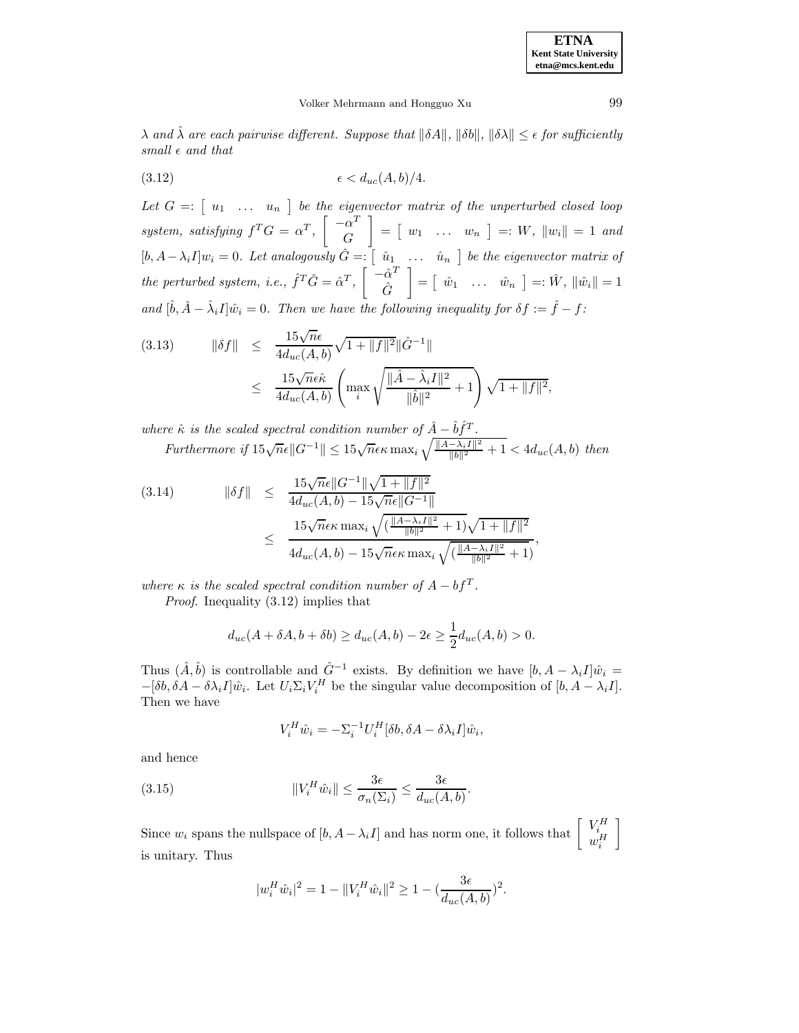*$\lambda$ and $\hat{\lambda}$ are each pairwise different. Suppose that $\|\delta A\|$, $\|\delta b\|$, $\|\delta\lambda\| \leq \epsilon$ for sufficiently small $\epsilon$ and that*

$$\epsilon < d_{uc}(A,b)/4. \tag{3.12}$$

*Let $G =: \begin{bmatrix} u_1 & \dots & u_n \end{bmatrix}$ be the eigenvector matrix of the unperturbed closed loop system, satisfying $f^T G = \alpha^T$, $\begin{bmatrix} -\alpha^T \\ G \end{bmatrix} = \begin{bmatrix} w_1 & \dots & w_n \end{bmatrix} =: W$, $\|w_i\| = 1$ and $[b, A - \lambda_i I]w_i = 0$. Let analogously $\hat{G} =: \begin{bmatrix} \hat{u}_1 & \dots & \hat{u}_n \end{bmatrix}$ be the eigenvector matrix of the perturbed system, i.e., $\hat{f}^T \hat{G} = \hat{\alpha}^T$, $\begin{bmatrix} -\hat{\alpha}^T \\ \hat{G} \end{bmatrix} = \begin{bmatrix} \hat{w}_1 & \dots & \hat{w}_n \end{bmatrix} =: \hat{W}$, $\|\hat{w}_i\| = 1$ and $[\hat{b}, \hat{A} - \hat{\lambda}_i I]\hat{w}_i = 0$. Then we have the following inequality for $\delta f := \hat{f} - f$:*

$$\begin{aligned} \|\delta f\| &\leq \frac{15\sqrt{n}\epsilon}{4d_{uc}(A,b)} \sqrt{1 + \|f\|^2} \|\hat{G}^{-1}\| \\ &\leq \frac{15\sqrt{n}\epsilon\hat{\kappa}}{4d_{uc}(A,b)} \left( \max_i \sqrt{\frac{\|\hat{A} - \hat{\lambda}_i I\|^2}{\|\hat{b}\|^2} + 1} \right) \sqrt{1 + \|f\|^2}, \end{aligned} \tag{3.13}$$

*where $\hat{\kappa}$ is the scaled spectral condition number of $\hat{A} - \hat{b}\hat{f}^T$.*

*Furthermore if $15\sqrt{n}\epsilon\|G^{-1}\| \leq 15\sqrt{n}\epsilon\kappa \max_i \sqrt{\frac{\|A - \lambda_i I\|^2}{\|b\|^2} + 1} < 4d_{uc}(A,b)$ then*

$$\begin{aligned} \|\delta f\| &\leq \frac{15\sqrt{n}\epsilon\|G^{-1}\|\sqrt{1 + \|f\|^2}}{4d_{uc}(A,b) - 15\sqrt{n}\epsilon\|G^{-1}\|} \\ &\leq \frac{15\sqrt{n}\epsilon\kappa \max_i \sqrt{(\frac{\|A - \lambda_i I\|^2}{\|b\|^2} + 1)}\sqrt{1 + \|f\|^2}}{4d_{uc}(A,b) - 15\sqrt{n}\epsilon\kappa \max_i \sqrt{(\frac{\|A - \lambda_i I\|^2}{\|b\|^2} + 1)}}, \end{aligned} \tag{3.14}$$

*where $\kappa$ is the scaled spectral condition number of $A - bf^T$.*

*Proof*. Inequality (3.12) implies that

$$d_{uc}(A + \delta A, b + \delta b) \geq d_{uc}(A,b) - 2\epsilon \geq \frac{1}{2} d_{uc}(A,b) > 0.$$

Thus $(\hat{A}, \hat{b})$ is controllable and $\hat{G}^{-1}$ exists. By definition we have $[b, A - \lambda_i I]\hat{w}_i = -[\delta b, \delta A - \delta\lambda_i I]\hat{w}_i$. Let $U_i \Sigma_i V_i^H$ be the singular value decomposition of $[b, A - \lambda_i I]$. Then we have

$$V_i^H \hat{w}_i = -\Sigma_i^{-1} U_i^H [\delta b, \delta A - \delta\lambda_i I]\hat{w}_i,$$

and hence

$$\|V_i^H \hat{w}_i\| \leq \frac{3\epsilon}{\sigma_n(\Sigma_i)} \leq \frac{3\epsilon}{d_{uc}(A,b)}. \tag{3.15}$$

Since $w_i$ spans the nullspace of $[b, A - \lambda_i I]$ and has norm one, it follows that $\begin{bmatrix} V_i^H \\ w_i^H \end{bmatrix}$ is unitary. Thus

$$|w_i^H \hat{w}_i|^2 = 1 - \|V_i^H \hat{w}_i\|^2 \geq 1 - (\frac{3\epsilon}{d_{uc}(A,b)})^2.$$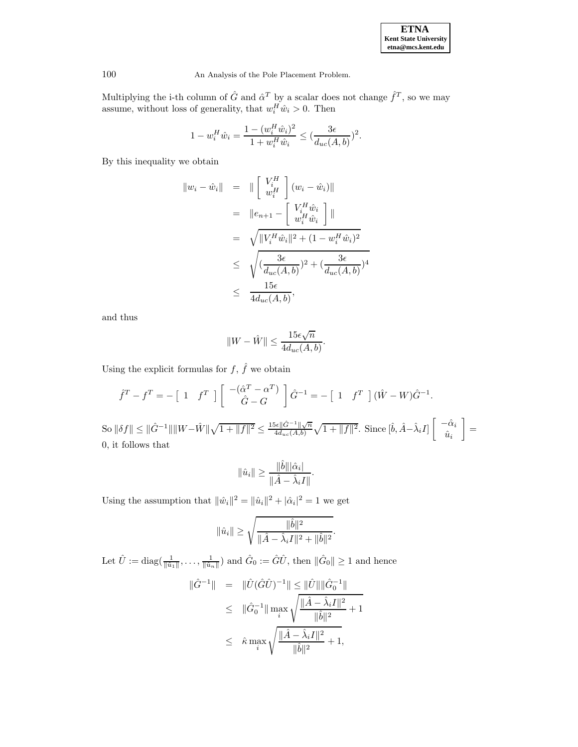Multiplying the i-th column of $\hat{G}$ and $\hat{\alpha}^T$ by a scalar does not change $\hat{f}^T$, so we may assume, without loss of generality, that $w_i^H \hat{w}_i > 0$. Then

$$1 - w_i^H \hat{w}_i = \frac{1 - (w_i^H \hat{w}_i)^2}{1 + w_i^H \hat{w}_i} \leq (\frac{3\epsilon}{d_{uc}(A,b)})^2.$$

By this inequality we obtain

$$\begin{aligned}
\|w_i - \hat{w}_i\| &= \| \begin{bmatrix} V_i^H \\ w_i^H \end{bmatrix} (w_i - \hat{w}_i) \| \\
&= \|e_{n+1} - \begin{bmatrix} V_i^H \hat{w}_i \\ w_i^H \hat{w}_i \end{bmatrix} \| \\
&= \sqrt{\|V_i^H \hat{w}_i\|^2 + (1 - w_i^H \hat{w}_i)^2} \\
&\leq \sqrt{(\frac{3\epsilon}{d_{uc}(A,b)})^2 + (\frac{3\epsilon}{d_{uc}(A,b)})^4} \\
&\leq \frac{15\epsilon}{4 d_{uc}(A,b)},
\end{aligned}$$

and thus

$$\|W - \hat{W}\| \leq \frac{15\epsilon\sqrt{n}}{4 d_{uc}(A,b)}.$$

Using the explicit formulas for $f$, $\hat{f}$ we obtain

$$\hat{f}^T - f^T = - \begin{bmatrix} 1 & f^T \end{bmatrix} \begin{bmatrix} -(\hat{\alpha}^T - \alpha^T) \\ \hat{G} - G \end{bmatrix} \hat{G}^{-1} = - \begin{bmatrix} 1 & f^T \end{bmatrix} (\hat{W} - W) \hat{G}^{-1}.$$

So $\|\delta f\| \leq \|\hat{G}^{-1}\| \|W - \hat{W}\| \sqrt{1 + \|f\|^2} \leq \frac{15\epsilon \|\hat{G}^{-1}\| \sqrt{n}}{4 d_{uc}(A,b)} \sqrt{1 + \|f\|^2}$. Since $[\hat{b}, \hat{A} - \hat{\lambda}_i I] \begin{bmatrix} -\hat{\alpha}_i \\ \hat{u}_i \end{bmatrix} = 0$, it follows that

$$\|\hat{u}_i\| \geq \frac{\|\hat{b}\| |\hat{\alpha}_i|}{\|\hat{A} - \hat{\lambda}_i I\|}.$$

Using the assumption that $\|\hat{w}_i\|^2 = \|\hat{u}_i\|^2 + |\hat{\alpha}_i|^2 = 1$ we get

$$\|\hat{u}_i\| \geq \sqrt{\frac{\|\hat{b}\|^2}{\|\hat{A} - \hat{\lambda}_i I\|^2 + \|\hat{b}\|^2}}.$$

Let $\hat{U} := \mathrm{diag}(\frac{1}{\|\hat{u}_1\|}, \ldots, \frac{1}{\|\hat{u}_n\|})$ and $\hat{G}_0 := \hat{G}\hat{U}$, then $\|\hat{G}_0\| \geq 1$ and hence

$$\begin{aligned}
\|\hat{G}^{-1}\| &= \|\hat{U}(\hat{G}\hat{U})^{-1}\| \leq \|\hat{U}\| \|\hat{G}_0^{-1}\| \\
&\leq \|\hat{G}_0^{-1}\| \max_i \sqrt{\frac{\|\hat{A} - \hat{\lambda}_i I\|^2}{\|\hat{b}\|^2} + 1} \\
&\leq \hat{\kappa} \max_i \sqrt{\frac{\|\hat{A} - \hat{\lambda}_i I\|^2}{\|\hat{b}\|^2} + 1},
\end{aligned}$$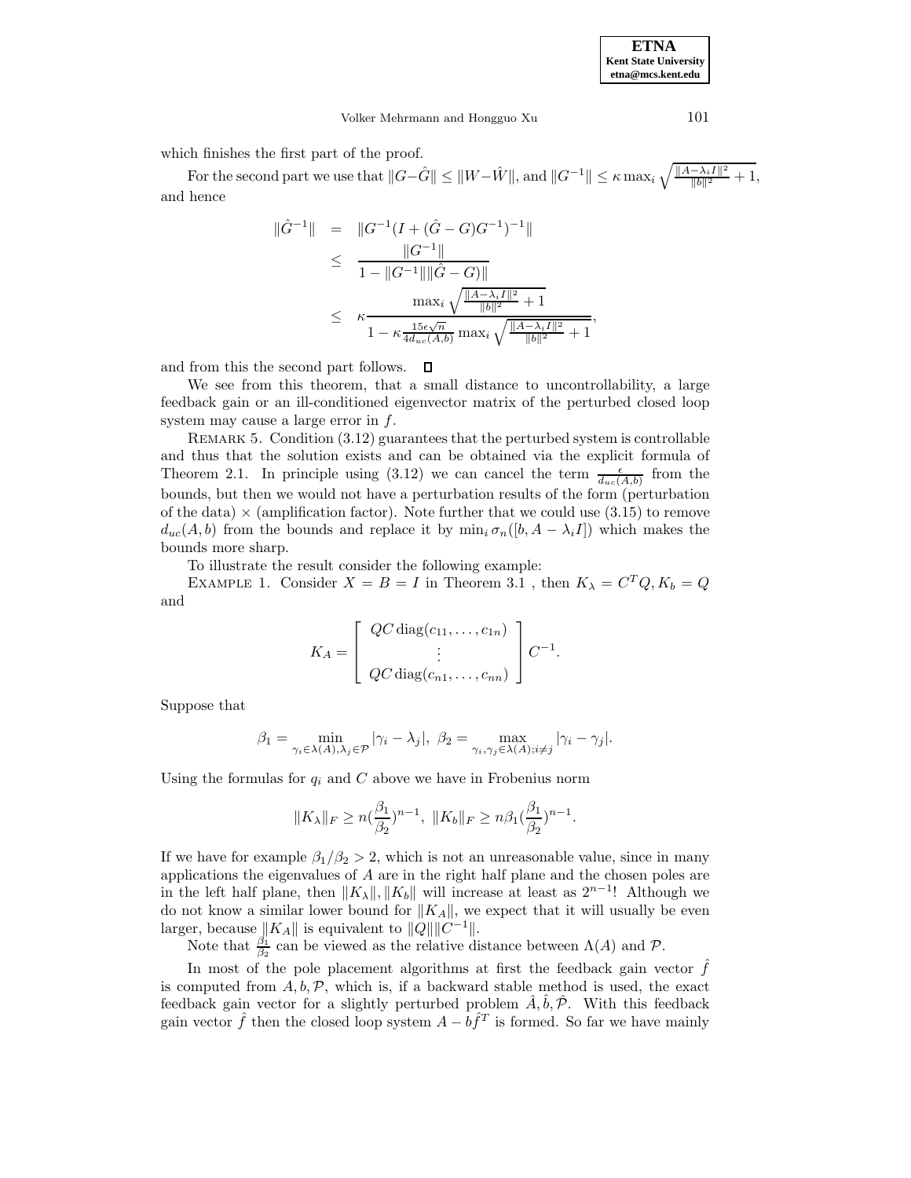which finishes the first part of the proof.

For the second part we use that $\|G-\hat{G}\| \leq \|W-\hat{W}\|$, and $\|G^{-1}\| \leq \kappa \max_i \sqrt{\frac{\|A-\lambda_i I\|^2}{\|b\|^2}+1}$, and hence

$$
\begin{aligned}
\|\hat{G}^{-1}\| &= \|G^{-1}(I+(\hat{G}-G)G^{-1})^{-1}\| \\
&\leq \frac{\|G^{-1}\|}{1-\|G^{-1}\|\|\hat{G}-G)\|} \\
&\leq \kappa \frac{\max_i \sqrt{\frac{\|A-\lambda_i I\|^2}{\|b\|^2}+1}}{1-\kappa\frac{15\epsilon\sqrt{n}}{4d_{uc}(A,b)}\max_i \sqrt{\frac{\|A-\lambda_i I\|^2}{\|b\|^2}+1}},
\end{aligned}
$$

and from this the second part follows. $\square$

We see from this theorem, that a small distance to uncontrollability, a large feedback gain or an ill-conditioned eigenvector matrix of the perturbed closed loop system may cause a large error in $f$.

Remark 5. Condition (3.12) guarantees that the perturbed system is controllable and thus that the solution exists and can be obtained via the explicit formula of Theorem 2.1. In principle using (3.12) we can cancel the term $\frac{\epsilon}{d_{uc}(A,b)}$ from the bounds, but then we would not have a perturbation results of the form (perturbation of the data) $\times$ (amplification factor). Note further that we could use (3.15) to remove $d_{uc}(A,b)$ from the bounds and replace it by $\min_i \sigma_n([b, A-\lambda_i I])$ which makes the bounds more sharp.

To illustrate the result consider the following example:

Example 1. Consider $X = B = I$ in Theorem 3.1 , then $K_\lambda = C^T Q, K_b = Q$ and

$$
K_A = \begin{bmatrix} QC\,\mathrm{diag}(c_{11},\ldots,c_{1n}) \\ \vdots \\ QC\,\mathrm{diag}(c_{n1},\ldots,c_{nn}) \end{bmatrix} C^{-1}.
$$

Suppose that

$$
\beta_1 = \min_{\gamma_i\in\lambda(A),\lambda_j\in\mathcal{P}} |\gamma_i-\lambda_j|,\ \beta_2 = \max_{\gamma_i,\gamma_j\in\lambda(A); i\neq j} |\gamma_i-\gamma_j|.
$$

Using the formulas for $q_i$ and $C$ above we have in Frobenius norm

$$
\|K_\lambda\|_F \geq n(\frac{\beta_1}{\beta_2})^{n-1},\ \|K_b\|_F \geq n\beta_1(\frac{\beta_1}{\beta_2})^{n-1}.
$$

If we have for example $\beta_1/\beta_2 > 2$, which is not an unreasonable value, since in many applications the eigenvalues of $A$ are in the right half plane and the chosen poles are in the left half plane, then $\|K_\lambda\|, \|K_b\|$ will increase at least as $2^{n-1}$! Although we do not know a similar lower bound for $\|K_A\|$, we expect that it will usually be even larger, because $\|K_A\|$ is equivalent to $\|Q\|\|C^{-1}\|$.

Note that $\frac{\beta_1}{\beta_2}$ can be viewed as the relative distance between $\Lambda(A)$ and $\mathcal{P}$.

In most of the pole placement algorithms at first the feedback gain vector $\hat{f}$ is computed from $A, b, \mathcal{P}$, which is, if a backward stable method is used, the exact feedback gain vector for a slightly perturbed problem $\hat{A}, \hat{b}, \hat{\mathcal{P}}$. With this feedback gain vector $\hat{f}$ then the closed loop system $A - b\hat{f}^T$ is formed. So far we have mainly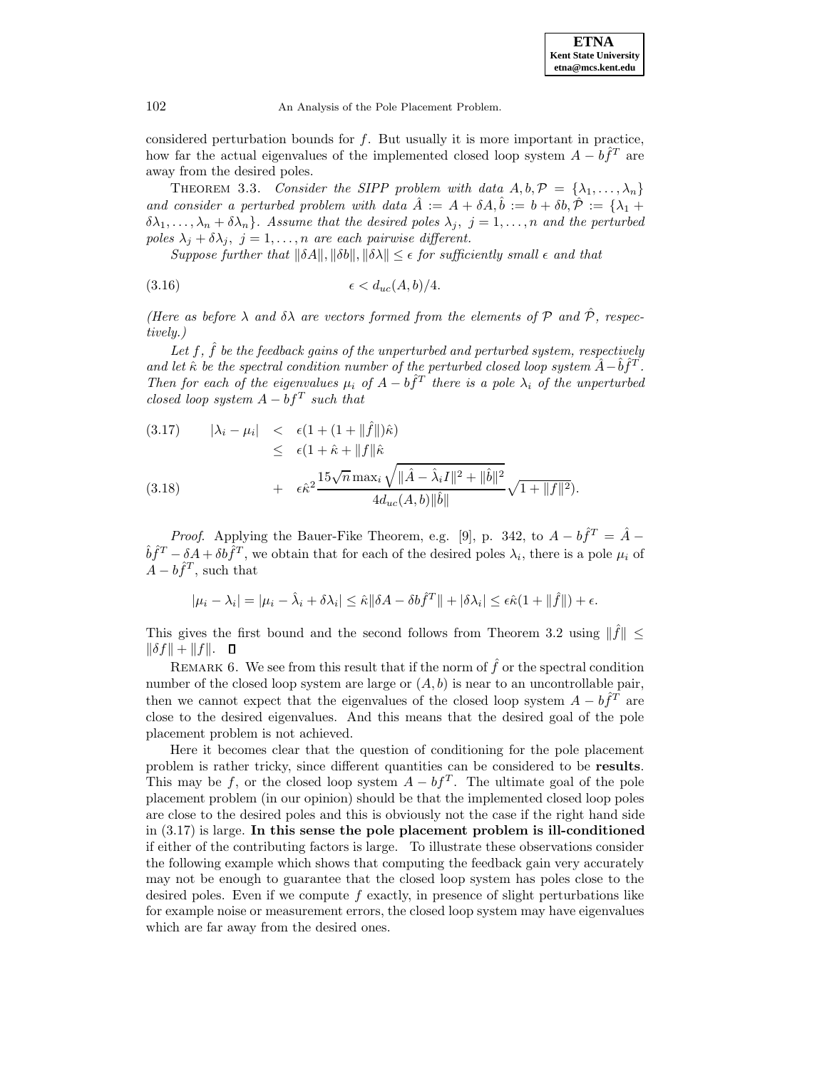considered perturbation bounds for $f$. But usually it is more important in practice, how far the actual eigenvalues of the implemented closed loop system $A - b\hat{f}^T$ are away from the desired poles.

THEOREM 3.3. *Consider the SIPP problem with data $A, b, \mathcal{P} = \{\lambda_1, \ldots, \lambda_n\}$ and consider a perturbed problem with data $\hat{A} := A + \delta A, \hat{b} := b + \delta b, \hat{\mathcal{P}} := \{\lambda_1 + \delta\lambda_1, \ldots, \lambda_n + \delta\lambda_n\}$. Assume that the desired poles $\lambda_j,\ j = 1, \ldots, n$ and the perturbed poles $\lambda_j + \delta\lambda_j,\ j = 1, \ldots, n$ are each pairwise different.*

*Suppose further that $\|\delta A\|, \|\delta b\|, \|\delta\lambda\| \le \epsilon$ for sufficiently small $\epsilon$ and that*

$$\epsilon < d_{uc}(A, b)/4. \tag{3.16}$$

*(Here as before $\lambda$ and $\delta\lambda$ are vectors formed from the elements of $\mathcal{P}$ and $\hat{\mathcal{P}}$, respectively.)*

*Let $f$, $\hat{f}$ be the feedback gains of the unperturbed and perturbed system, respectively and let $\hat{\kappa}$ be the spectral condition number of the perturbed closed loop system $\hat{A} - \hat{b}\hat{f}^T$. Then for each of the eigenvalues $\mu_i$ of $A - b\hat{f}^T$ there is a pole $\lambda_i$ of the unperturbed closed loop system $A - bf^T$ such that*

$$\begin{aligned}
|\lambda_i - \mu_i| &< \epsilon(1 + (1 + \|\hat{f}\|)\hat{\kappa}) \qquad (3.17)\\
&\le \epsilon(1 + \hat{\kappa} + \|f\|\hat{\kappa} \\
&\quad + \epsilon\hat{\kappa}^2 \frac{15\sqrt{n}\max_i \sqrt{\|\hat{A} - \hat{\lambda}_i I\|^2 + \|\hat{b}\|^2}}{4d_{uc}(A, b)\|\hat{b}\|}\sqrt{1 + \|f\|^2}). \qquad (3.18)
\end{aligned}$$

*Proof.* Applying the Bauer-Fike Theorem, e.g. [9], p. 342, to $A - b\hat{f}^T = \hat{A} - \hat{b}\hat{f}^T - \delta A + \delta b\hat{f}^T$, we obtain that for each of the desired poles $\lambda_i$, there is a pole $\mu_i$ of $A - b\hat{f}^T$, such that

$$|\mu_i - \lambda_i| = |\mu_i - \hat{\lambda}_i + \delta\lambda_i| \le \hat{\kappa}\|\delta A - \delta b\hat{f}^T\| + |\delta\lambda_i| \le \epsilon\hat{\kappa}(1 + \|\hat{f}\|) + \epsilon.$$

This gives the first bound and the second follows from Theorem 3.2 using $\|\hat{f}\| \le \|\delta f\| + \|f\|$. ∎

REMARK 6. We see from this result that if the norm of $\hat{f}$ or the spectral condition number of the closed loop system are large or $(A, b)$ is near to an uncontrollable pair, then we cannot expect that the eigenvalues of the closed loop system $A - b\hat{f}^T$ are close to the desired eigenvalues. And this means that the desired goal of the pole placement problem is not achieved.

Here it becomes clear that the question of conditioning for the pole placement problem is rather tricky, since different quantities can be considered to be **results**. This may be $f$, or the closed loop system $A - bf^T$. The ultimate goal of the pole placement problem (in our opinion) should be that the implemented closed loop poles are close to the desired poles and this is obviously not the case if the right hand side in (3.17) is large. **In this sense the pole placement problem is ill-conditioned** if either of the contributing factors is large. To illustrate these observations consider the following example which shows that computing the feedback gain very accurately may not be enough to guarantee that the closed loop system has poles close to the desired poles. Even if we compute $f$ exactly, in presence of slight perturbations like for example noise or measurement errors, the closed loop system may have eigenvalues which are far away from the desired ones.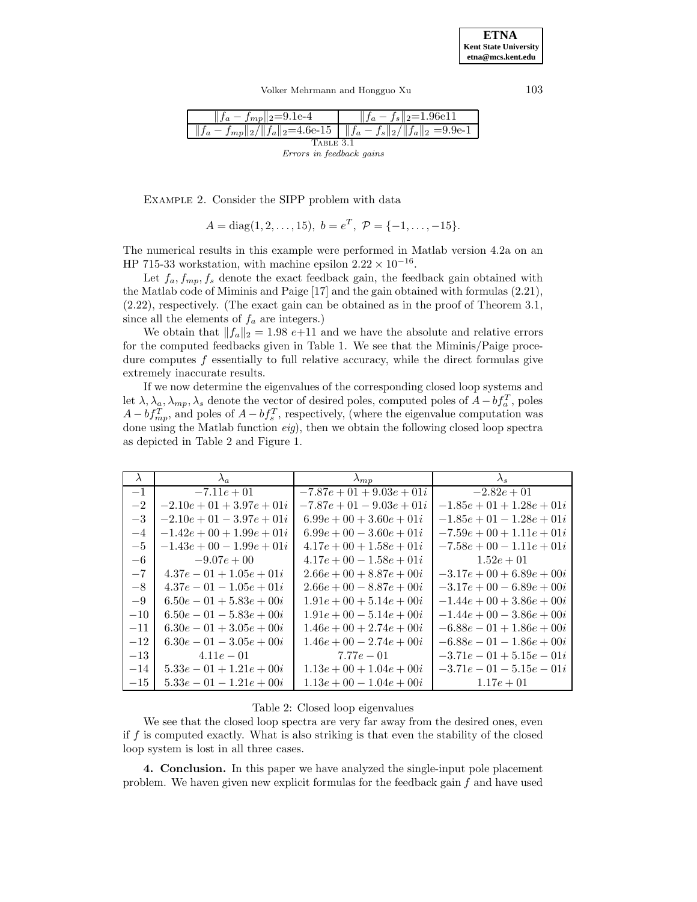| $\|f_a - f_{mp}\|_2$=9.1e-4 | $\|f_a - f_s\|_2$=1.96e11 |
|---|---|
| $\|f_a - f_{mp}\|_2/\|f_a\|_2$=4.6e-15 | $\|f_a - f_s\|_2/\|f_a\|_2$ =9.9e-1 |

TABLE 3.1
*Errors in feedback gains*

EXAMPLE 2. Consider the SIPP problem with data

$$A = \mathrm{diag}(1, 2, \ldots, 15),\ b = e^T,\ \mathcal{P} = \{-1, \ldots, -15\}.$$

The numerical results in this example were performed in Matlab version 4.2a on an HP 715-33 workstation, with machine epsilon $2.22 \times 10^{-16}$.

Let $f_a, f_{mp}, f_s$ denote the exact feedback gain, the feedback gain obtained with the Matlab code of Miminis and Paige [17] and the gain obtained with formulas (2.21), (2.22), respectively. (The exact gain can be obtained as in the proof of Theorem 3.1, since all the elements of $f_a$ are integers.)

We obtain that $\|f_a\|_2 = 1.98\ e{+}11$ and we have the absolute and relative errors for the computed feedbacks given in Table 1. We see that the Miminis/Paige procedure computes $f$ essentially to full relative accuracy, while the direct formulas give extremely inaccurate results.

If we now determine the eigenvalues of the corresponding closed loop systems and let $\lambda, \lambda_a, \lambda_{mp}, \lambda_s$ denote the vector of desired poles, computed poles of $A - bf_a^T$, poles $A - bf_{mp}^T$, and poles of $A - bf_s^T$, respectively, (where the eigenvalue computation was done using the Matlab function *eig*), then we obtain the following closed loop spectra as depicted in Table 2 and Figure 1.

| $\lambda$ | $\lambda_a$ | $\lambda_{mp}$ | $\lambda_s$ |
|---|---|---|---|
| $-1$ | $-7.11e+01$ | $-7.87e+01+9.03e+01i$ | $-2.82e+01$ |
| $-2$ | $-2.10e+01+3.97e+01i$ | $-7.87e+01-9.03e+01i$ | $-1.85e+01+1.28e+01i$ |
| $-3$ | $-2.10e+01-3.97e+01i$ | $6.99e+00+3.60e+01i$ | $-1.85e+01-1.28e+01i$ |
| $-4$ | $-1.42e+00+1.99e+01i$ | $6.99e+00-3.60e+01i$ | $-7.59e+00+1.11e+01i$ |
| $-5$ | $-1.43e+00-1.99e+01i$ | $4.17e+00+1.58e+01i$ | $-7.58e+00-1.11e+01i$ |
| $-6$ | $-9.07e+00$ | $4.17e+00-1.58e+01i$ | $1.52e+01$ |
| $-7$ | $4.37e-01+1.05e+01i$ | $2.66e+00+8.87e+00i$ | $-3.17e+00+6.89e+00i$ |
| $-8$ | $4.37e-01-1.05e+01i$ | $2.66e+00-8.87e+00i$ | $-3.17e+00-6.89e+00i$ |
| $-9$ | $6.50e-01+5.83e+00i$ | $1.91e+00+5.14e+00i$ | $-1.44e+00+3.86e+00i$ |
| $-10$ | $6.50e-01-5.83e+00i$ | $1.91e+00-5.14e+00i$ | $-1.44e+00-3.86e+00i$ |
| $-11$ | $6.30e-01+3.05e+00i$ | $1.46e+00+2.74e+00i$ | $-6.88e-01+1.86e+00i$ |
| $-12$ | $6.30e-01-3.05e+00i$ | $1.46e+00-2.74e+00i$ | $-6.88e-01-1.86e+00i$ |
| $-13$ | $4.11e-01$ | $7.77e-01$ | $-3.71e-01+5.15e-01i$ |
| $-14$ | $5.33e-01+1.21e+00i$ | $1.13e+00+1.04e+00i$ | $-3.71e-01-5.15e-01i$ |
| $-15$ | $5.33e-01-1.21e+00i$ | $1.13e+00-1.04e+00i$ | $1.17e+01$ |

Table 2: Closed loop eigenvalues

We see that the closed loop spectra are very far away from the desired ones, even if $f$ is computed exactly. What is also striking is that even the stability of the closed loop system is lost in all three cases.

**4. Conclusion.** In this paper we have analyzed the single-input pole placement problem. We haven given new explicit formulas for the feedback gain $f$ and have used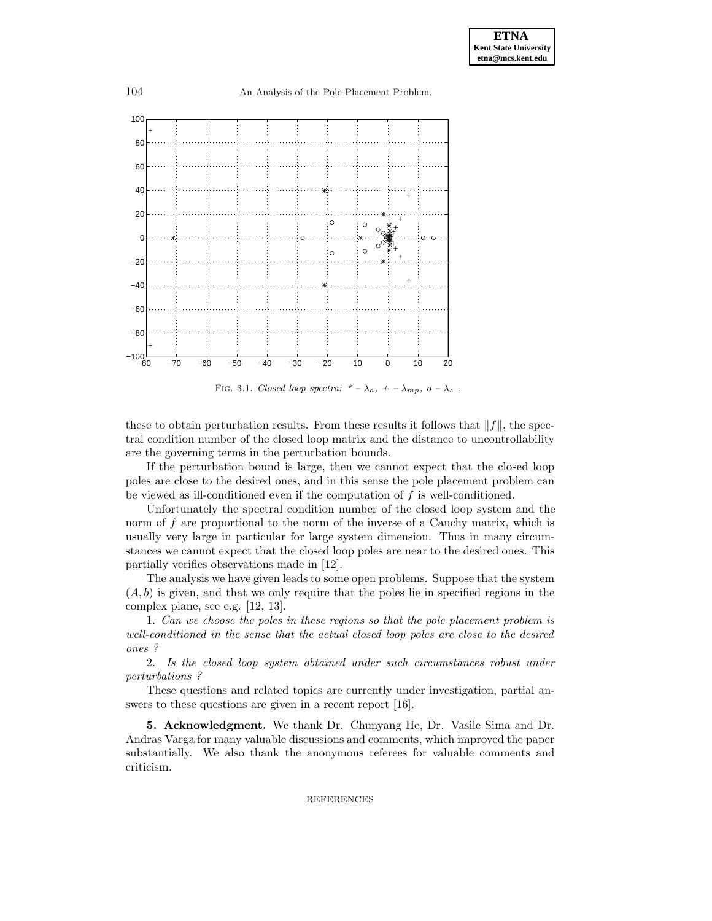FIG. 3.1. *Closed loop spectra:* $*$ – $\lambda_a$, $+$ – $\lambda_{mp}$, $o$ – $\lambda_s$ .

these to obtain perturbation results. From these results it follows that $\|f\|$, the spectral condition number of the closed loop matrix and the distance to uncontrollability are the governing terms in the perturbation bounds.

If the perturbation bound is large, then we cannot expect that the closed loop poles are close to the desired ones, and in this sense the pole placement problem can be viewed as ill-conditioned even if the computation of $f$ is well-conditioned.

Unfortunately the spectral condition number of the closed loop system and the norm of $f$ are proportional to the norm of the inverse of a Cauchy matrix, which is usually very large in particular for large system dimension. Thus in many circumstances we cannot expect that the closed loop poles are near to the desired ones. This partially verifies observations made in [12].

The analysis we have given leads to some open problems. Suppose that the system $(A, b)$ is given, and that we only require that the poles lie in specified regions in the complex plane, see e.g. [12, 13].

1. *Can we choose the poles in these regions so that the pole placement problem is well-conditioned in the sense that the actual closed loop poles are close to the desired ones ?*

2. *Is the closed loop system obtained under such circumstances robust under perturbations ?*

These questions and related topics are currently under investigation, partial answers to these questions are given in a recent report [16].

**5. Acknowledgment.** We thank Dr. Chunyang He, Dr. Vasile Sima and Dr. Andras Varga for many valuable discussions and comments, which improved the paper substantially. We also thank the anonymous referees for valuable comments and criticism.

REFERENCES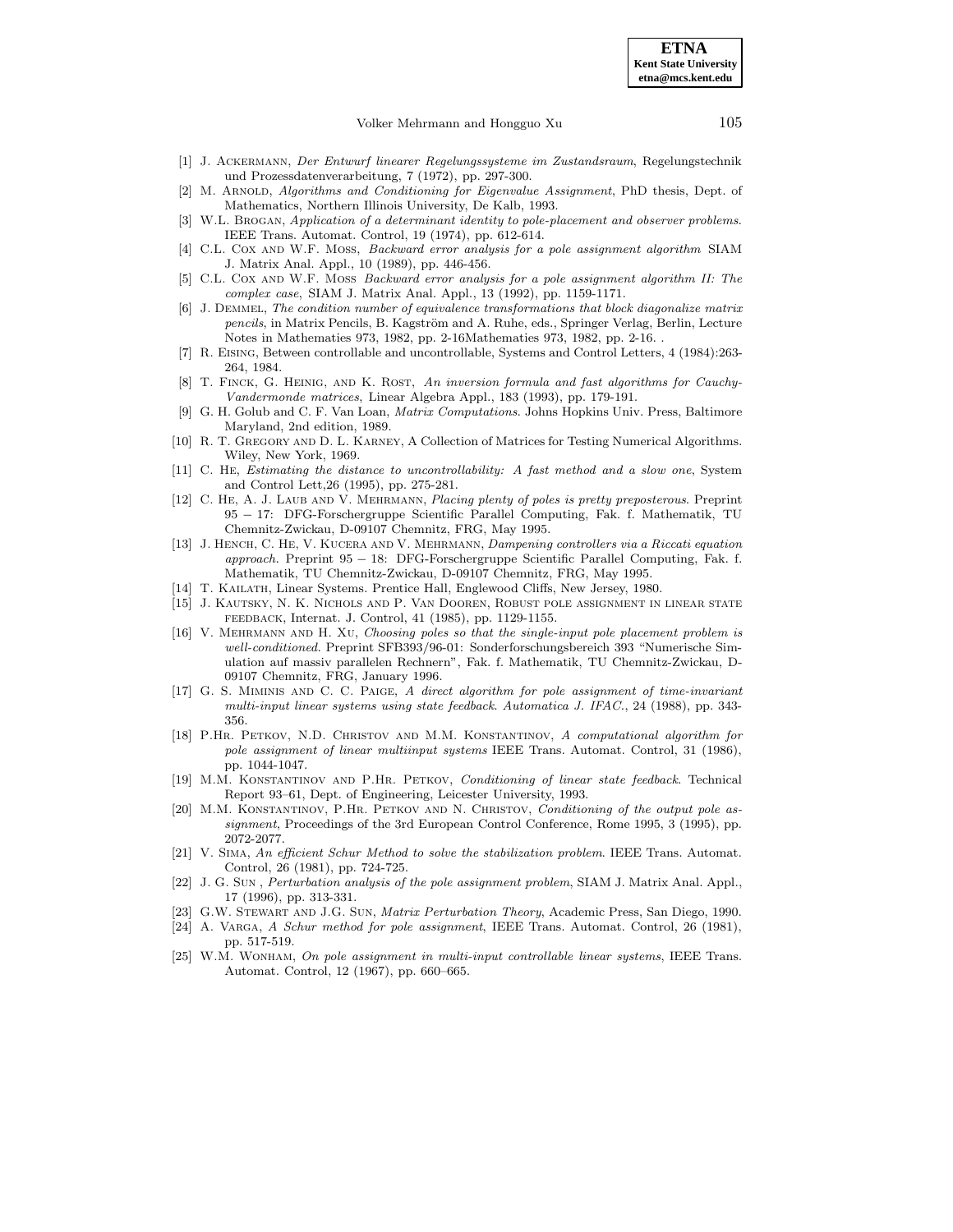[1] J. Ackermann, *Der Entwurf linearer Regelungssysteme im Zustandsraum*, Regelungstechnik und Prozessdatenverarbeitung, 7 (1972), pp. 297-300.

[2] M. Arnold, *Algorithms and Conditioning for Eigenvalue Assignment*, PhD thesis, Dept. of Mathematics, Northern Illinois University, De Kalb, 1993.

[3] W.L. Brogan, *Application of a determinant identity to pole-placement and observer problems*. IEEE Trans. Automat. Control, 19 (1974), pp. 612-614.

[4] C.L. Cox and W.F. Moss, *Backward error analysis for a pole assignment algorithm* SIAM J. Matrix Anal. Appl., 10 (1989), pp. 446-456.

[5] C.L. Cox and W.F. Moss *Backward error analysis for a pole assignment algorithm II: The complex case*, SIAM J. Matrix Anal. Appl., 13 (1992), pp. 1159-1171.

[6] J. Demmel, *The condition number of equivalence transformations that block diagonalize matrix pencils*, in Matrix Pencils, B. Kagström and A. Ruhe, eds., Springer Verlag, Berlin, Lecture Notes in Mathematies 973, 1982, pp. 2-16Mathematies 973, 1982, pp. 2-16. .

[7] R. Eising, Between controllable and uncontrollable, Systems and Control Letters, 4 (1984):263-264, 1984.

[8] T. Finck, G. Heinig, and K. Rost, *An inversion formula and fast algorithms for Cauchy-Vandermonde matrices*, Linear Algebra Appl., 183 (1993), pp. 179-191.

[9] G. H. Golub and C. F. Van Loan, *Matrix Computations*. Johns Hopkins Univ. Press, Baltimore Maryland, 2nd edition, 1989.

[10] R. T. Gregory and D. L. Karney, A Collection of Matrices for Testing Numerical Algorithms. Wiley, New York, 1969.

[11] C. He, *Estimating the distance to uncontrollability: A fast method and a slow one*, System and Control Lett,26 (1995), pp. 275-281.

[12] C. He, A. J. Laub and V. Mehrmann, *Placing plenty of poles is pretty preposterous*. Preprint 95 − 17: DFG-Forschergruppe Scientific Parallel Computing, Fak. f. Mathematik, TU Chemnitz-Zwickau, D-09107 Chemnitz, FRG, May 1995.

[13] J. Hench, C. He, V. Kucera and V. Mehrmann, *Dampening controllers via a Riccati equation approach*. Preprint 95 − 18: DFG-Forschergruppe Scientific Parallel Computing, Fak. f. Mathematik, TU Chemnitz-Zwickau, D-09107 Chemnitz, FRG, May 1995.

[14] T. Kailath, Linear Systems. Prentice Hall, Englewood Cliffs, New Jersey, 1980.

[15] J. Kautsky, N. K. Nichols and P. Van Dooren, Robust pole assignment in linear state feedback, Internat. J. Control, 41 (1985), pp. 1129-1155.

[16] V. Mehrmann and H. Xu, *Choosing poles so that the single-input pole placement problem is well-conditioned*. Preprint SFB393/96-01: Sonderforschungsbereich 393 "Numerische Simulation auf massiv parallelen Rechnern", Fak. f. Mathematik, TU Chemnitz-Zwickau, D-09107 Chemnitz, FRG, January 1996.

[17] G. S. Miminis and C. C. Paige, *A direct algorithm for pole assignment of time-invariant multi-input linear systems using state feedback. Automatica J. IFAC.*, 24 (1988), pp. 343-356.

[18] P.Hr. Petkov, N.D. Christov and M.M. Konstantinov, *A computational algorithm for pole assignment of linear multiinput systems* IEEE Trans. Automat. Control, 31 (1986), pp. 1044-1047.

[19] M.M. Konstantinov and P.Hr. Petkov, *Conditioning of linear state feedback*. Technical Report 93–61, Dept. of Engineering, Leicester University, 1993.

[20] M.M. Konstantinov, P.Hr. Petkov and N. Christov, *Conditioning of the output pole assignment*, Proceedings of the 3rd European Control Conference, Rome 1995, 3 (1995), pp. 2072-2077.

[21] V. Sima, *An efficient Schur Method to solve the stabilization problem*. IEEE Trans. Automat. Control, 26 (1981), pp. 724-725.

[22] J. G. Sun , *Perturbation analysis of the pole assignment problem*, SIAM J. Matrix Anal. Appl., 17 (1996), pp. 313-331.

[23] G.W. Stewart and J.G. Sun, *Matrix Perturbation Theory*, Academic Press, San Diego, 1990.

[24] A. Varga, *A Schur method for pole assignment*, IEEE Trans. Automat. Control, 26 (1981), pp. 517-519.

[25] W.M. Wonham, *On pole assignment in multi-input controllable linear systems*, IEEE Trans. Automat. Control, 12 (1967), pp. 660–665.